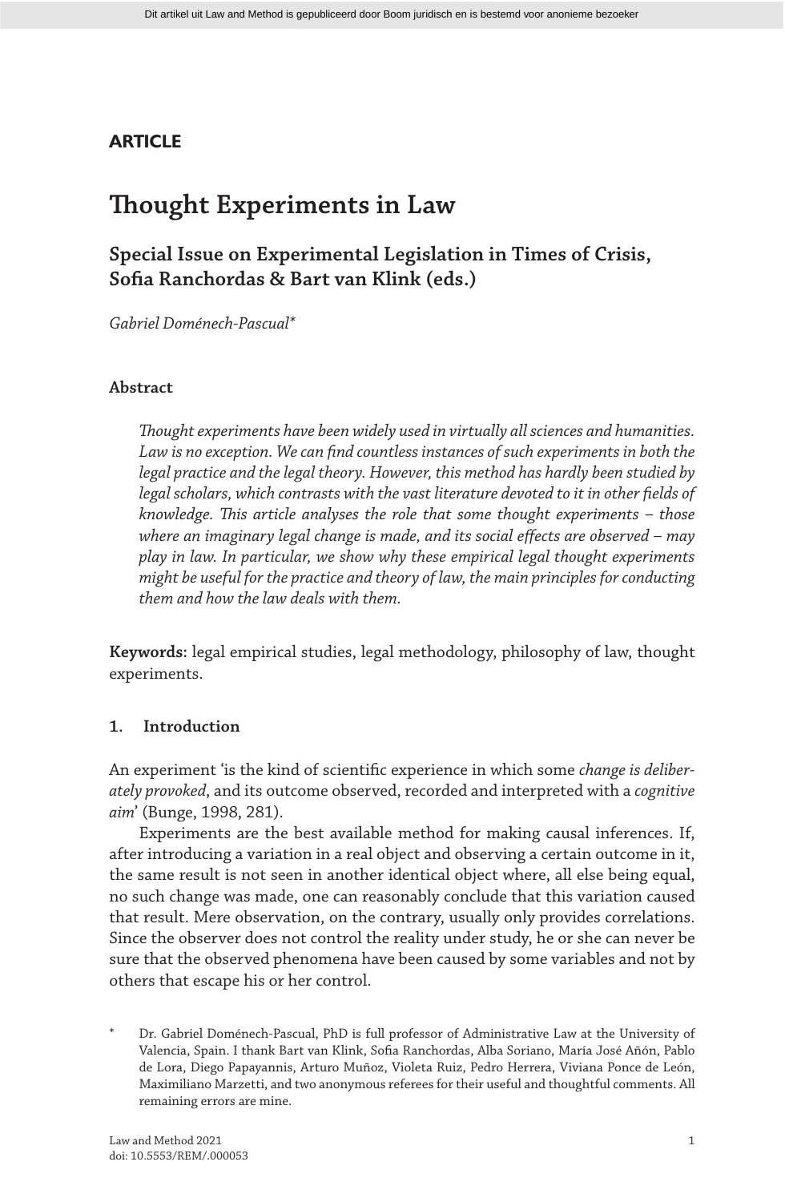**ARTICLE**

# Thought Experiments in Law

## Special Issue on Experimental Legislation in Times of Crisis, Sofia Ranchordas & Bart van Klink (eds.)

*Gabriel Doménech-Pascual**

### Abstract

*Thought experiments have been widely used in virtually all sciences and humanities. Law is no exception. We can find countless instances of such experiments in both the legal practice and the legal theory. However, this method has hardly been studied by legal scholars, which contrasts with the vast literature devoted to it in other fields of knowledge. This article analyses the role that some thought experiments – those where an imaginary legal change is made, and its social effects are observed – may play in law. In particular, we show why these empirical legal thought experiments might be useful for the practice and theory of law, the main principles for conducting them and how the law deals with them.*

**Keywords:** legal empirical studies, legal methodology, philosophy of law, thought experiments.

### 1. Introduction

An experiment 'is the kind of scientific experience in which some *change is deliberately provoked*, and its outcome observed, recorded and interpreted with a *cognitive aim*' (Bunge, 1998, 281).

Experiments are the best available method for making causal inferences. If, after introducing a variation in a real object and observing a certain outcome in it, the same result is not seen in another identical object where, all else being equal, no such change was made, one can reasonably conclude that this variation caused that result. Mere observation, on the contrary, usually only provides correlations. Since the observer does not control the reality under study, he or she can never be sure that the observed phenomena have been caused by some variables and not by others that escape his or her control.

\* Dr. Gabriel Doménech-Pascual, PhD is full professor of Administrative Law at the University of Valencia, Spain. I thank Bart van Klink, Sofia Ranchordas, Alba Soriano, María José Añón, Pablo de Lora, Diego Papayannis, Arturo Muñoz, Violeta Ruiz, Pedro Herrera, Viviana Ponce de León, Maximiliano Marzetti, and two anonymous referees for their useful and thoughtful comments. All remaining errors are mine.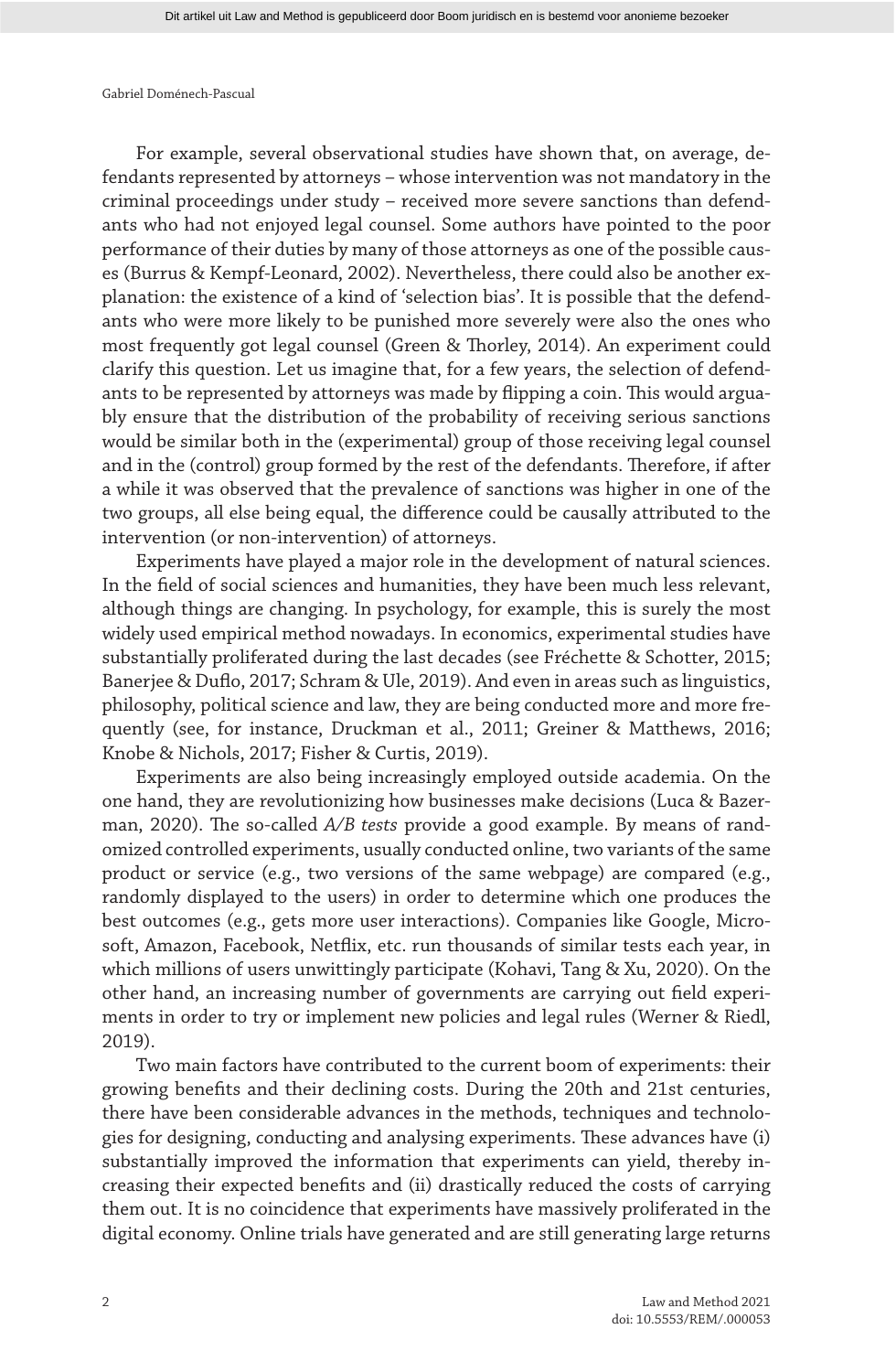For example, several observational studies have shown that, on average, defendants represented by attorneys – whose intervention was not mandatory in the criminal proceedings under study – received more severe sanctions than defendants who had not enjoyed legal counsel. Some authors have pointed to the poor performance of their duties by many of those attorneys as one of the possible causes (Burrus & Kempf-Leonard, 2002). Nevertheless, there could also be another explanation: the existence of a kind of 'selection bias'. It is possible that the defendants who were more likely to be punished more severely were also the ones who most frequently got legal counsel (Green & Thorley, 2014). An experiment could clarify this question. Let us imagine that, for a few years, the selection of defendants to be represented by attorneys was made by flipping a coin. This would arguably ensure that the distribution of the probability of receiving serious sanctions would be similar both in the (experimental) group of those receiving legal counsel and in the (control) group formed by the rest of the defendants. Therefore, if after a while it was observed that the prevalence of sanctions was higher in one of the two groups, all else being equal, the difference could be causally attributed to the intervention (or non-intervention) of attorneys.

Experiments have played a major role in the development of natural sciences. In the field of social sciences and humanities, they have been much less relevant, although things are changing. In psychology, for example, this is surely the most widely used empirical method nowadays. In economics, experimental studies have substantially proliferated during the last decades (see Fréchette & Schotter, 2015; Banerjee & Duflo, 2017; Schram & Ule, 2019). And even in areas such as linguistics, philosophy, political science and law, they are being conducted more and more frequently (see, for instance, Druckman et al., 2011; Greiner & Matthews, 2016; Knobe & Nichols, 2017; Fisher & Curtis, 2019).

Experiments are also being increasingly employed outside academia. On the one hand, they are revolutionizing how businesses make decisions (Luca & Bazerman, 2020). The so-called *A/B tests* provide a good example. By means of randomized controlled experiments, usually conducted online, two variants of the same product or service (e.g., two versions of the same webpage) are compared (e.g., randomly displayed to the users) in order to determine which one produces the best outcomes (e.g., gets more user interactions). Companies like Google, Microsoft, Amazon, Facebook, Netflix, etc. run thousands of similar tests each year, in which millions of users unwittingly participate (Kohavi, Tang & Xu, 2020). On the other hand, an increasing number of governments are carrying out field experiments in order to try or implement new policies and legal rules (Werner & Riedl, 2019).

Two main factors have contributed to the current boom of experiments: their growing benefits and their declining costs. During the 20th and 21st centuries, there have been considerable advances in the methods, techniques and technologies for designing, conducting and analysing experiments. These advances have (i) substantially improved the information that experiments can yield, thereby increasing their expected benefits and (ii) drastically reduced the costs of carrying them out. It is no coincidence that experiments have massively proliferated in the digital economy. Online trials have generated and are still generating large returns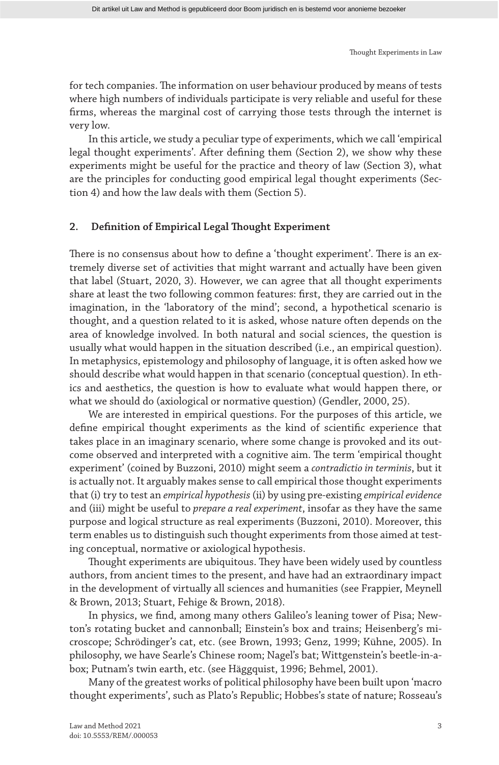for tech companies. The information on user behaviour produced by means of tests where high numbers of individuals participate is very reliable and useful for these firms, whereas the marginal cost of carrying those tests through the internet is very low.

In this article, we study a peculiar type of experiments, which we call 'empirical legal thought experiments'. After defining them (Section 2), we show why these experiments might be useful for the practice and theory of law (Section 3), what are the principles for conducting good empirical legal thought experiments (Section 4) and how the law deals with them (Section 5).

## 2. Definition of Empirical Legal Thought Experiment

There is no consensus about how to define a 'thought experiment'. There is an extremely diverse set of activities that might warrant and actually have been given that label (Stuart, 2020, 3). However, we can agree that all thought experiments share at least the two following common features: first, they are carried out in the imagination, in the 'laboratory of the mind'; second, a hypothetical scenario is thought, and a question related to it is asked, whose nature often depends on the area of knowledge involved. In both natural and social sciences, the question is usually what would happen in the situation described (i.e., an empirical question). In metaphysics, epistemology and philosophy of language, it is often asked how we should describe what would happen in that scenario (conceptual question). In ethics and aesthetics, the question is how to evaluate what would happen there, or what we should do (axiological or normative question) (Gendler, 2000, 25).

We are interested in empirical questions. For the purposes of this article, we define empirical thought experiments as the kind of scientific experience that takes place in an imaginary scenario, where some change is provoked and its outcome observed and interpreted with a cognitive aim. The term 'empirical thought experiment' (coined by Buzzoni, 2010) might seem a *contradictio in terminis*, but it is actually not. It arguably makes sense to call empirical those thought experiments that (i) try to test an *empirical hypothesis* (ii) by using pre-existing *empirical evidence* and (iii) might be useful to *prepare a real experiment*, insofar as they have the same purpose and logical structure as real experiments (Buzzoni, 2010). Moreover, this term enables us to distinguish such thought experiments from those aimed at testing conceptual, normative or axiological hypothesis.

Thought experiments are ubiquitous. They have been widely used by countless authors, from ancient times to the present, and have had an extraordinary impact in the development of virtually all sciences and humanities (see Frappier, Meynell & Brown, 2013; Stuart, Fehige & Brown, 2018).

In physics, we find, among many others Galileo's leaning tower of Pisa; Newton's rotating bucket and cannonball; Einstein's box and trains; Heisenberg's microscope; Schrödinger's cat, etc. (see Brown, 1993; Genz, 1999; Kühne, 2005). In philosophy, we have Searle's Chinese room; Nagel's bat; Wittgenstein's beetle-in-a-box; Putnam's twin earth, etc. (see Häggquist, 1996; Behmel, 2001).

Many of the greatest works of political philosophy have been built upon 'macro thought experiments', such as Plato's Republic; Hobbes's state of nature; Rosseau's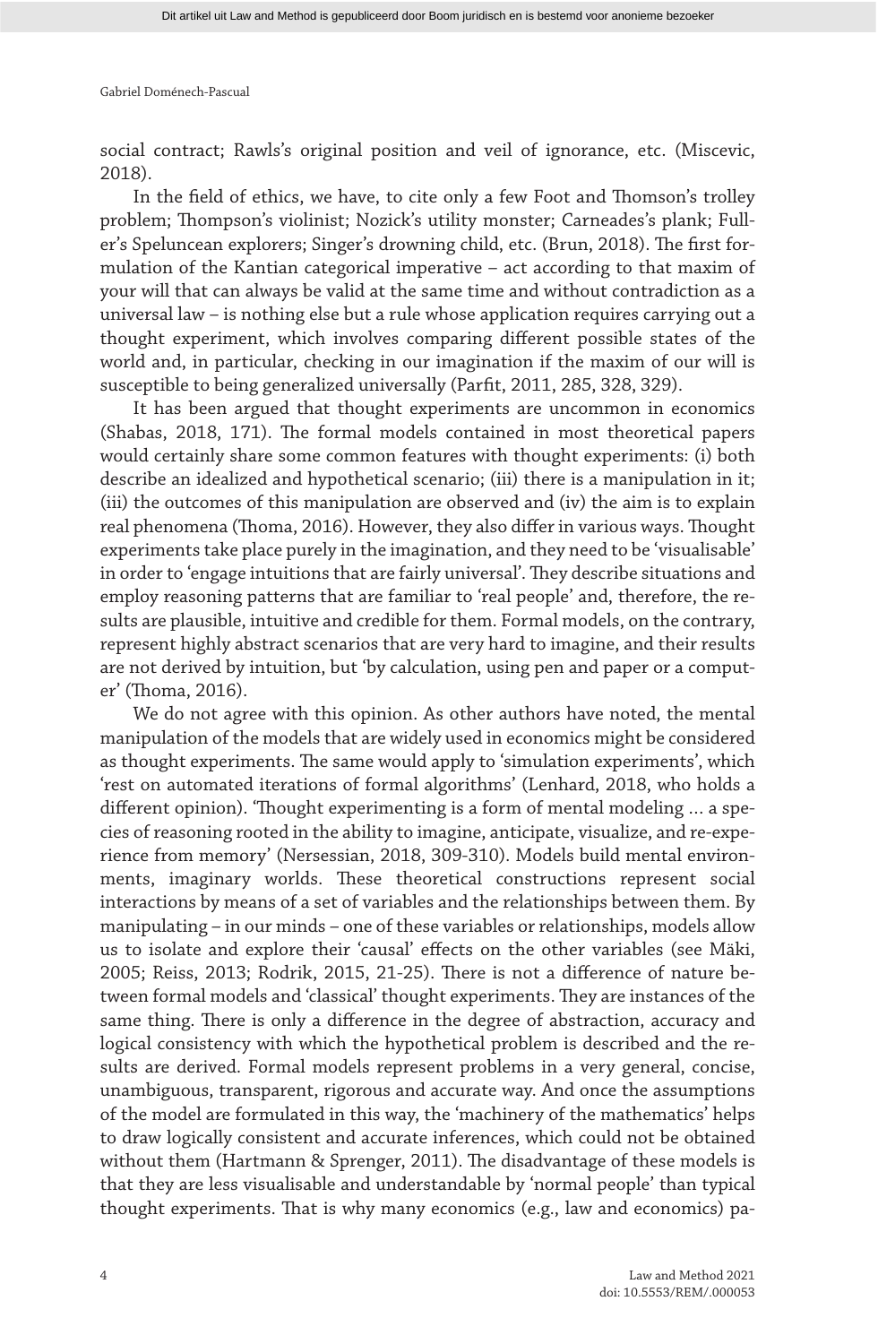social contract; Rawls's original position and veil of ignorance, etc. (Miscevic, 2018).

In the field of ethics, we have, to cite only a few Foot and Thomson's trolley problem; Thompson's violinist; Nozick's utility monster; Carneades's plank; Fuller's Speluncean explorers; Singer's drowning child, etc. (Brun, 2018). The first formulation of the Kantian categorical imperative – act according to that maxim of your will that can always be valid at the same time and without contradiction as a universal law – is nothing else but a rule whose application requires carrying out a thought experiment, which involves comparing different possible states of the world and, in particular, checking in our imagination if the maxim of our will is susceptible to being generalized universally (Parfit, 2011, 285, 328, 329).

It has been argued that thought experiments are uncommon in economics (Shabas, 2018, 171). The formal models contained in most theoretical papers would certainly share some common features with thought experiments: (i) both describe an idealized and hypothetical scenario; (iii) there is a manipulation in it; (iii) the outcomes of this manipulation are observed and (iv) the aim is to explain real phenomena (Thoma, 2016). However, they also differ in various ways. Thought experiments take place purely in the imagination, and they need to be 'visualisable' in order to 'engage intuitions that are fairly universal'. They describe situations and employ reasoning patterns that are familiar to 'real people' and, therefore, the results are plausible, intuitive and credible for them. Formal models, on the contrary, represent highly abstract scenarios that are very hard to imagine, and their results are not derived by intuition, but 'by calculation, using pen and paper or a computer' (Thoma, 2016).

We do not agree with this opinion. As other authors have noted, the mental manipulation of the models that are widely used in economics might be considered as thought experiments. The same would apply to 'simulation experiments', which 'rest on automated iterations of formal algorithms' (Lenhard, 2018, who holds a different opinion). 'Thought experimenting is a form of mental modeling … a species of reasoning rooted in the ability to imagine, anticipate, visualize, and re-experience from memory' (Nersessian, 2018, 309-310). Models build mental environments, imaginary worlds. These theoretical constructions represent social interactions by means of a set of variables and the relationships between them. By manipulating – in our minds – one of these variables or relationships, models allow us to isolate and explore their 'causal' effects on the other variables (see Mäki, 2005; Reiss, 2013; Rodrik, 2015, 21-25). There is not a difference of nature between formal models and 'classical' thought experiments. They are instances of the same thing. There is only a difference in the degree of abstraction, accuracy and logical consistency with which the hypothetical problem is described and the results are derived. Formal models represent problems in a very general, concise, unambiguous, transparent, rigorous and accurate way. And once the assumptions of the model are formulated in this way, the 'machinery of the mathematics' helps to draw logically consistent and accurate inferences, which could not be obtained without them (Hartmann & Sprenger, 2011). The disadvantage of these models is that they are less visualisable and understandable by 'normal people' than typical thought experiments. That is why many economics (e.g., law and economics) pa-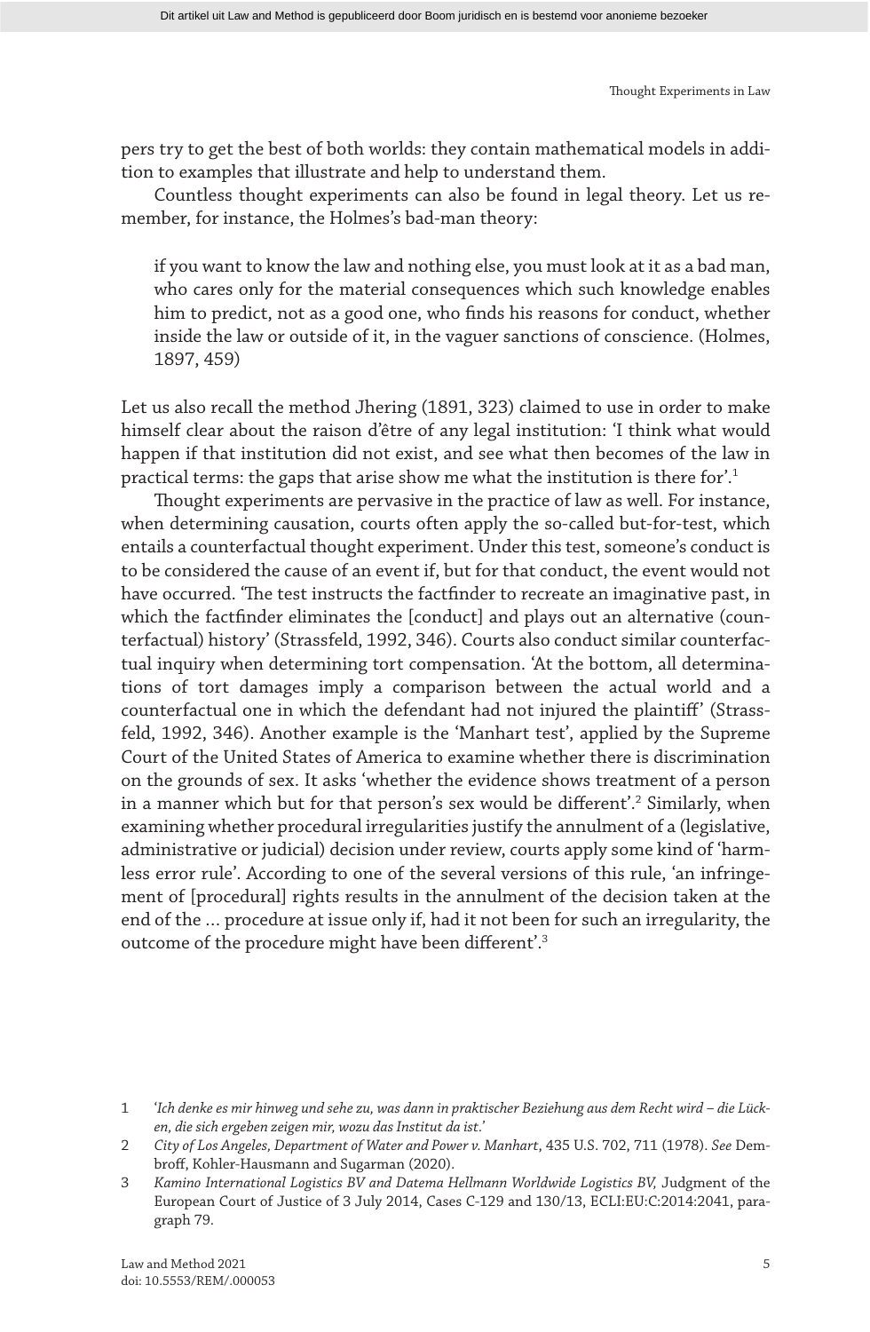pers try to get the best of both worlds: they contain mathematical models in addition to examples that illustrate and help to understand them.

Countless thought experiments can also be found in legal theory. Let us remember, for instance, the Holmes's bad-man theory:

> if you want to know the law and nothing else, you must look at it as a bad man, who cares only for the material consequences which such knowledge enables him to predict, not as a good one, who finds his reasons for conduct, whether inside the law or outside of it, in the vaguer sanctions of conscience. (Holmes, 1897, 459)

Let us also recall the method Jhering (1891, 323) claimed to use in order to make himself clear about the raison d'être of any legal institution: 'I think what would happen if that institution did not exist, and see what then becomes of the law in practical terms: the gaps that arise show me what the institution is there for'.[1]

Thought experiments are pervasive in the practice of law as well. For instance, when determining causation, courts often apply the so-called but-for-test, which entails a counterfactual thought experiment. Under this test, someone's conduct is to be considered the cause of an event if, but for that conduct, the event would not have occurred. 'The test instructs the factfinder to recreate an imaginative past, in which the factfinder eliminates the [conduct] and plays out an alternative (counterfactual) history' (Strassfeld, 1992, 346). Courts also conduct similar counterfactual inquiry when determining tort compensation. 'At the bottom, all determinations of tort damages imply a comparison between the actual world and a counterfactual one in which the defendant had not injured the plaintiff' (Strassfeld, 1992, 346). Another example is the 'Manhart test', applied by the Supreme Court of the United States of America to examine whether there is discrimination on the grounds of sex. It asks 'whether the evidence shows treatment of a person in a manner which but for that person's sex would be different'.[2] Similarly, when examining whether procedural irregularities justify the annulment of a (legislative, administrative or judicial) decision under review, courts apply some kind of 'harmless error rule'. According to one of the several versions of this rule, 'an infringement of [procedural] rights results in the annulment of the decision taken at the end of the ... procedure at issue only if, had it not been for such an irregularity, the outcome of the procedure might have been different'.[3]

---

1 '*Ich denke es mir hinweg und sehe zu, was dann in praktischer Beziehung aus dem Recht wird – die Lücken, die sich ergeben zeigen mir, wozu das Institut da ist.*'

2 *City of Los Angeles, Department of Water and Power v. Manhart*, 435 U.S. 702, 711 (1978). *See* Dembroff, Kohler-Hausmann and Sugarman (2020).

3 *Kamino International Logistics BV and Datema Hellmann Worldwide Logistics BV,* Judgment of the European Court of Justice of 3 July 2014, Cases C-129 and 130/13, ECLI:EU:C:2014:2041, paragraph 79.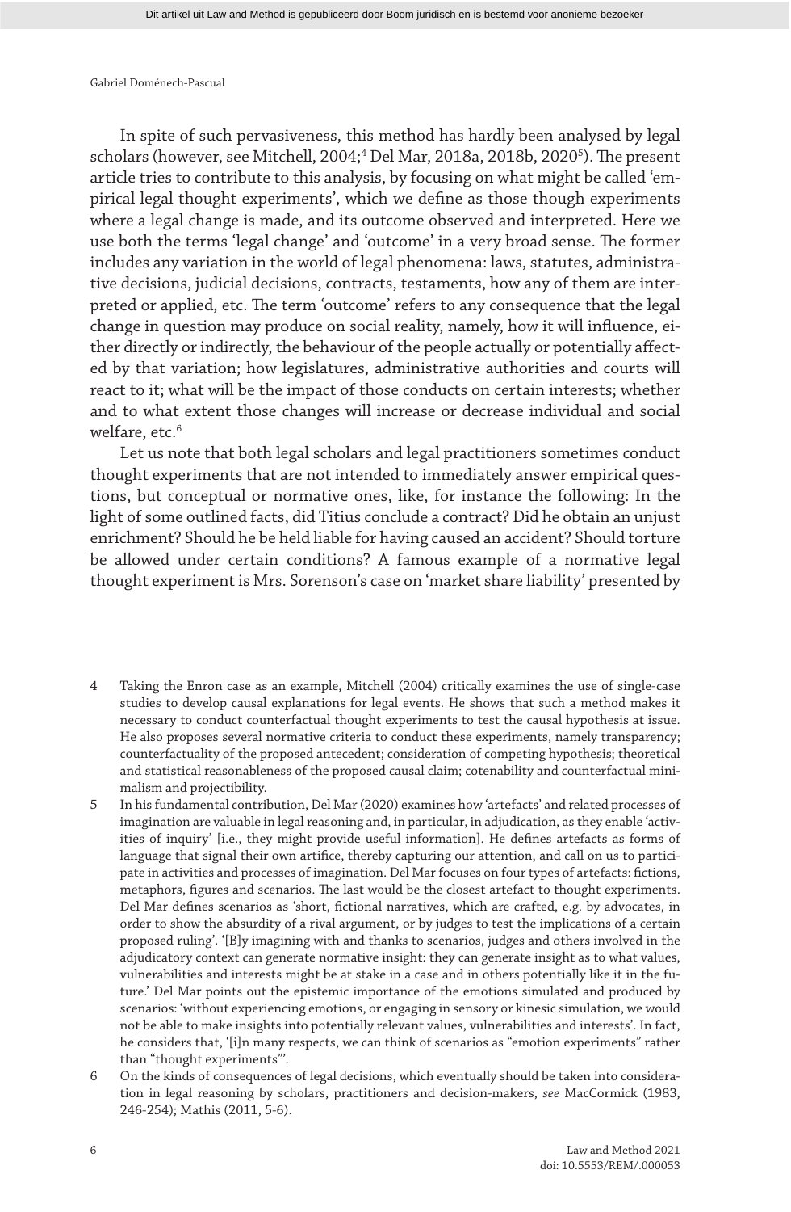In spite of such pervasiveness, this method has hardly been analysed by legal scholars (however, see Mitchell, 2004;[4] Del Mar, 2018a, 2018b, 2020[5]). The present article tries to contribute to this analysis, by focusing on what might be called 'empirical legal thought experiments', which we define as those though experiments where a legal change is made, and its outcome observed and interpreted. Here we use both the terms 'legal change' and 'outcome' in a very broad sense. The former includes any variation in the world of legal phenomena: laws, statutes, administrative decisions, judicial decisions, contracts, testaments, how any of them are interpreted or applied, etc. The term 'outcome' refers to any consequence that the legal change in question may produce on social reality, namely, how it will influence, either directly or indirectly, the behaviour of the people actually or potentially affected by that variation; how legislatures, administrative authorities and courts will react to it; what will be the impact of those conducts on certain interests; whether and to what extent those changes will increase or decrease individual and social welfare, etc.[6]

Let us note that both legal scholars and legal practitioners sometimes conduct thought experiments that are not intended to immediately answer empirical questions, but conceptual or normative ones, like, for instance the following: In the light of some outlined facts, did Titius conclude a contract? Did he obtain an unjust enrichment? Should he be held liable for having caused an accident? Should torture be allowed under certain conditions? A famous example of a normative legal thought experiment is Mrs. Sorenson's case on 'market share liability' presented by

4 Taking the Enron case as an example, Mitchell (2004) critically examines the use of single-case studies to develop causal explanations for legal events. He shows that such a method makes it necessary to conduct counterfactual thought experiments to test the causal hypothesis at issue. He also proposes several normative criteria to conduct these experiments, namely transparency; counterfactuality of the proposed antecedent; consideration of competing hypothesis; theoretical and statistical reasonableness of the proposed causal claim; cotenability and counterfactual minimalism and projectibility.

5 In his fundamental contribution, Del Mar (2020) examines how 'artefacts' and related processes of imagination are valuable in legal reasoning and, in particular, in adjudication, as they enable 'activities of inquiry' [i.e., they might provide useful information]. He defines artefacts as forms of language that signal their own artifice, thereby capturing our attention, and call on us to participate in activities and processes of imagination. Del Mar focuses on four types of artefacts: fictions, metaphors, figures and scenarios. The last would be the closest artefact to thought experiments. Del Mar defines scenarios as 'short, fictional narratives, which are crafted, e.g. by advocates, in order to show the absurdity of a rival argument, or by judges to test the implications of a certain proposed ruling'. '[B]y imagining with and thanks to scenarios, judges and others involved in the adjudicatory context can generate normative insight: they can generate insight as to what values, vulnerabilities and interests might be at stake in a case and in others potentially like it in the future.' Del Mar points out the epistemic importance of the emotions simulated and produced by scenarios: 'without experiencing emotions, or engaging in sensory or kinesic simulation, we would not be able to make insights into potentially relevant values, vulnerabilities and interests'. In fact, he considers that, '[i]n many respects, we can think of scenarios as "emotion experiments" rather than "thought experiments"'.

6 On the kinds of consequences of legal decisions, which eventually should be taken into consideration in legal reasoning by scholars, practitioners and decision-makers, *see* MacCormick (1983, 246-254); Mathis (2011, 5-6).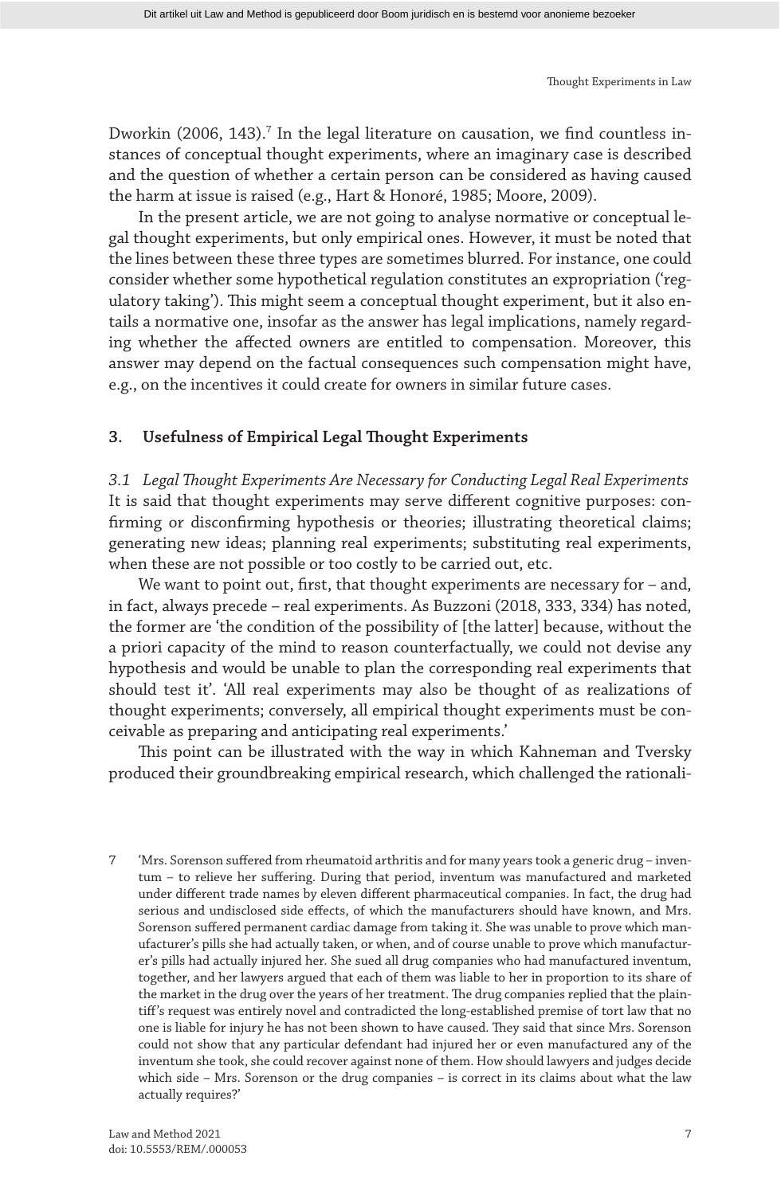Dworkin (2006, 143).[7] In the legal literature on causation, we find countless instances of conceptual thought experiments, where an imaginary case is described and the question of whether a certain person can be considered as having caused the harm at issue is raised (e.g., Hart & Honoré, 1985; Moore, 2009).

In the present article, we are not going to analyse normative or conceptual legal thought experiments, but only empirical ones. However, it must be noted that the lines between these three types are sometimes blurred. For instance, one could consider whether some hypothetical regulation constitutes an expropriation ('regulatory taking'). This might seem a conceptual thought experiment, but it also entails a normative one, insofar as the answer has legal implications, namely regarding whether the affected owners are entitled to compensation. Moreover, this answer may depend on the factual consequences such compensation might have, e.g., on the incentives it could create for owners in similar future cases.

## 3. Usefulness of Empirical Legal Thought Experiments

### *3.1 Legal Thought Experiments Are Necessary for Conducting Legal Real Experiments*

It is said that thought experiments may serve different cognitive purposes: confirming or disconfirming hypothesis or theories; illustrating theoretical claims; generating new ideas; planning real experiments; substituting real experiments, when these are not possible or too costly to be carried out, etc.

We want to point out, first, that thought experiments are necessary for – and, in fact, always precede – real experiments. As Buzzoni (2018, 333, 334) has noted, the former are 'the condition of the possibility of [the latter] because, without the a priori capacity of the mind to reason counterfactually, we could not devise any hypothesis and would be unable to plan the corresponding real experiments that should test it'. 'All real experiments may also be thought of as realizations of thought experiments; conversely, all empirical thought experiments must be conceivable as preparing and anticipating real experiments.'

This point can be illustrated with the way in which Kahneman and Tversky produced their groundbreaking empirical research, which challenged the rationali-

---

7 'Mrs. Sorenson suffered from rheumatoid arthritis and for many years took a generic drug – inventum – to relieve her suffering. During that period, inventum was manufactured and marketed under different trade names by eleven different pharmaceutical companies. In fact, the drug had serious and undisclosed side effects, of which the manufacturers should have known, and Mrs. Sorenson suffered permanent cardiac damage from taking it. She was unable to prove which manufacturer's pills she had actually taken, or when, and of course unable to prove which manufacturer's pills had actually injured her. She sued all drug companies who had manufactured inventum, together, and her lawyers argued that each of them was liable to her in proportion to its share of the market in the drug over the years of her treatment. The drug companies replied that the plaintiff's request was entirely novel and contradicted the long-established premise of tort law that no one is liable for injury he has not been shown to have caused. They said that since Mrs. Sorenson could not show that any particular defendant had injured her or even manufactured any of the inventum she took, she could recover against none of them. How should lawyers and judges decide which side – Mrs. Sorenson or the drug companies – is correct in its claims about what the law actually requires?'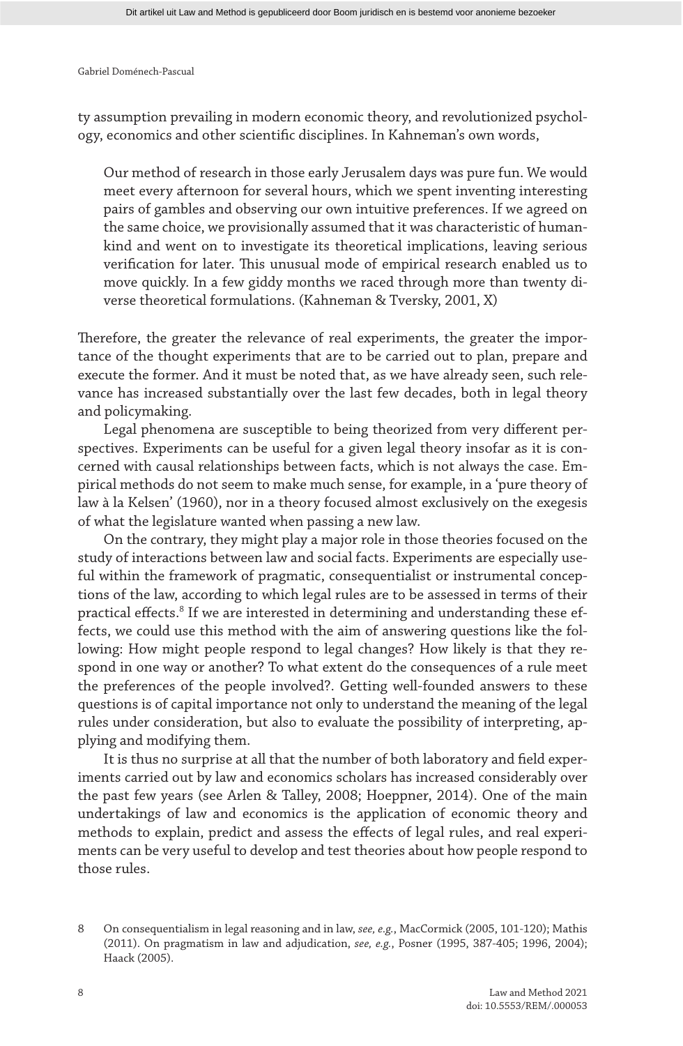ty assumption prevailing in modern economic theory, and revolutionized psychology, economics and other scientific disciplines. In Kahneman's own words,

> Our method of research in those early Jerusalem days was pure fun. We would meet every afternoon for several hours, which we spent inventing interesting pairs of gambles and observing our own intuitive preferences. If we agreed on the same choice, we provisionally assumed that it was characteristic of humankind and went on to investigate its theoretical implications, leaving serious verification for later. This unusual mode of empirical research enabled us to move quickly. In a few giddy months we raced through more than twenty diverse theoretical formulations. (Kahneman & Tversky, 2001, X)

Therefore, the greater the relevance of real experiments, the greater the importance of the thought experiments that are to be carried out to plan, prepare and execute the former. And it must be noted that, as we have already seen, such relevance has increased substantially over the last few decades, both in legal theory and policymaking.

Legal phenomena are susceptible to being theorized from very different perspectives. Experiments can be useful for a given legal theory insofar as it is concerned with causal relationships between facts, which is not always the case. Empirical methods do not seem to make much sense, for example, in a 'pure theory of law à la Kelsen' (1960), nor in a theory focused almost exclusively on the exegesis of what the legislature wanted when passing a new law.

On the contrary, they might play a major role in those theories focused on the study of interactions between law and social facts. Experiments are especially useful within the framework of pragmatic, consequentialist or instrumental conceptions of the law, according to which legal rules are to be assessed in terms of their practical effects.[8] If we are interested in determining and understanding these effects, we could use this method with the aim of answering questions like the following: How might people respond to legal changes? How likely is that they respond in one way or another? To what extent do the consequences of a rule meet the preferences of the people involved?. Getting well-founded answers to these questions is of capital importance not only to understand the meaning of the legal rules under consideration, but also to evaluate the possibility of interpreting, applying and modifying them.

It is thus no surprise at all that the number of both laboratory and field experiments carried out by law and economics scholars has increased considerably over the past few years (see Arlen & Talley, 2008; Hoeppner, 2014). One of the main undertakings of law and economics is the application of economic theory and methods to explain, predict and assess the effects of legal rules, and real experiments can be very useful to develop and test theories about how people respond to those rules.

8 On consequentialism in legal reasoning and in law, *see, e.g.*, MacCormick (2005, 101-120); Mathis (2011). On pragmatism in law and adjudication, *see, e.g.*, Posner (1995, 387-405; 1996, 2004); Haack (2005).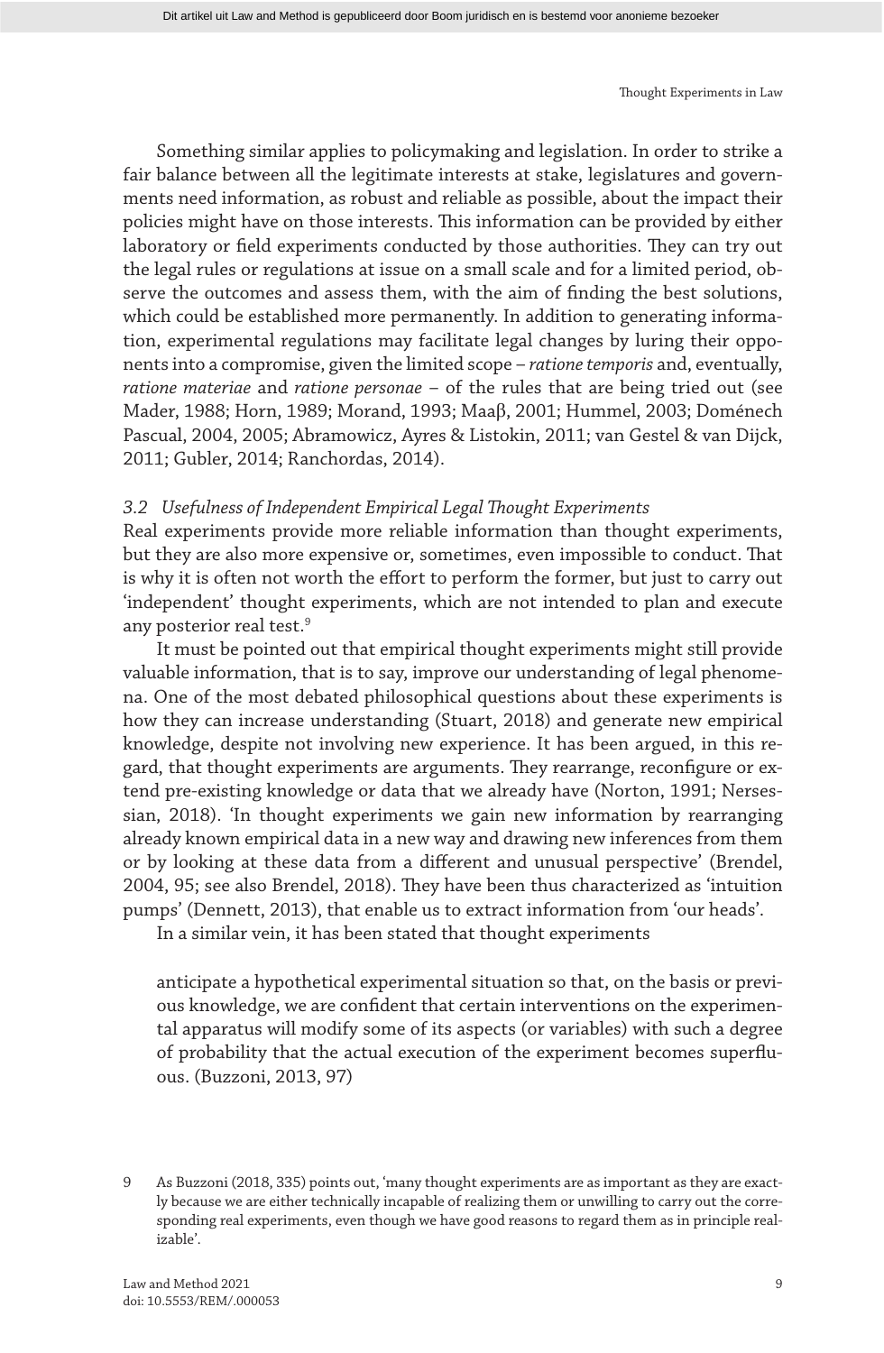Something similar applies to policymaking and legislation. In order to strike a fair balance between all the legitimate interests at stake, legislatures and governments need information, as robust and reliable as possible, about the impact their policies might have on those interests. This information can be provided by either laboratory or field experiments conducted by those authorities. They can try out the legal rules or regulations at issue on a small scale and for a limited period, observe the outcomes and assess them, with the aim of finding the best solutions, which could be established more permanently. In addition to generating information, experimental regulations may facilitate legal changes by luring their opponents into a compromise, given the limited scope – *ratione temporis* and, eventually, *ratione materiae* and *ratione personae* – of the rules that are being tried out (see Mader, 1988; Horn, 1989; Morand, 1993; Maaβ, 2001; Hummel, 2003; Doménech Pascual, 2004, 2005; Abramowicz, Ayres & Listokin, 2011; van Gestel & van Dijck, 2011; Gubler, 2014; Ranchordas, 2014).

### *3.2 Usefulness of Independent Empirical Legal Thought Experiments*

Real experiments provide more reliable information than thought experiments, but they are also more expensive or, sometimes, even impossible to conduct. That is why it is often not worth the effort to perform the former, but just to carry out 'independent' thought experiments, which are not intended to plan and execute any posterior real test.[9]

It must be pointed out that empirical thought experiments might still provide valuable information, that is to say, improve our understanding of legal phenomena. One of the most debated philosophical questions about these experiments is how they can increase understanding (Stuart, 2018) and generate new empirical knowledge, despite not involving new experience. It has been argued, in this regard, that thought experiments are arguments. They rearrange, reconfigure or extend pre-existing knowledge or data that we already have (Norton, 1991; Nersessian, 2018). 'In thought experiments we gain new information by rearranging already known empirical data in a new way and drawing new inferences from them or by looking at these data from a different and unusual perspective' (Brendel, 2004, 95; see also Brendel, 2018). They have been thus characterized as 'intuition pumps' (Dennett, 2013), that enable us to extract information from 'our heads'.

In a similar vein, it has been stated that thought experiments

> anticipate a hypothetical experimental situation so that, on the basis or previous knowledge, we are confident that certain interventions on the experimental apparatus will modify some of its aspects (or variables) with such a degree of probability that the actual execution of the experiment becomes superfluous. (Buzzoni, 2013, 97)

9 As Buzzoni (2018, 335) points out, 'many thought experiments are as important as they are exactly because we are either technically incapable of realizing them or unwilling to carry out the corresponding real experiments, even though we have good reasons to regard them as in principle realizable'.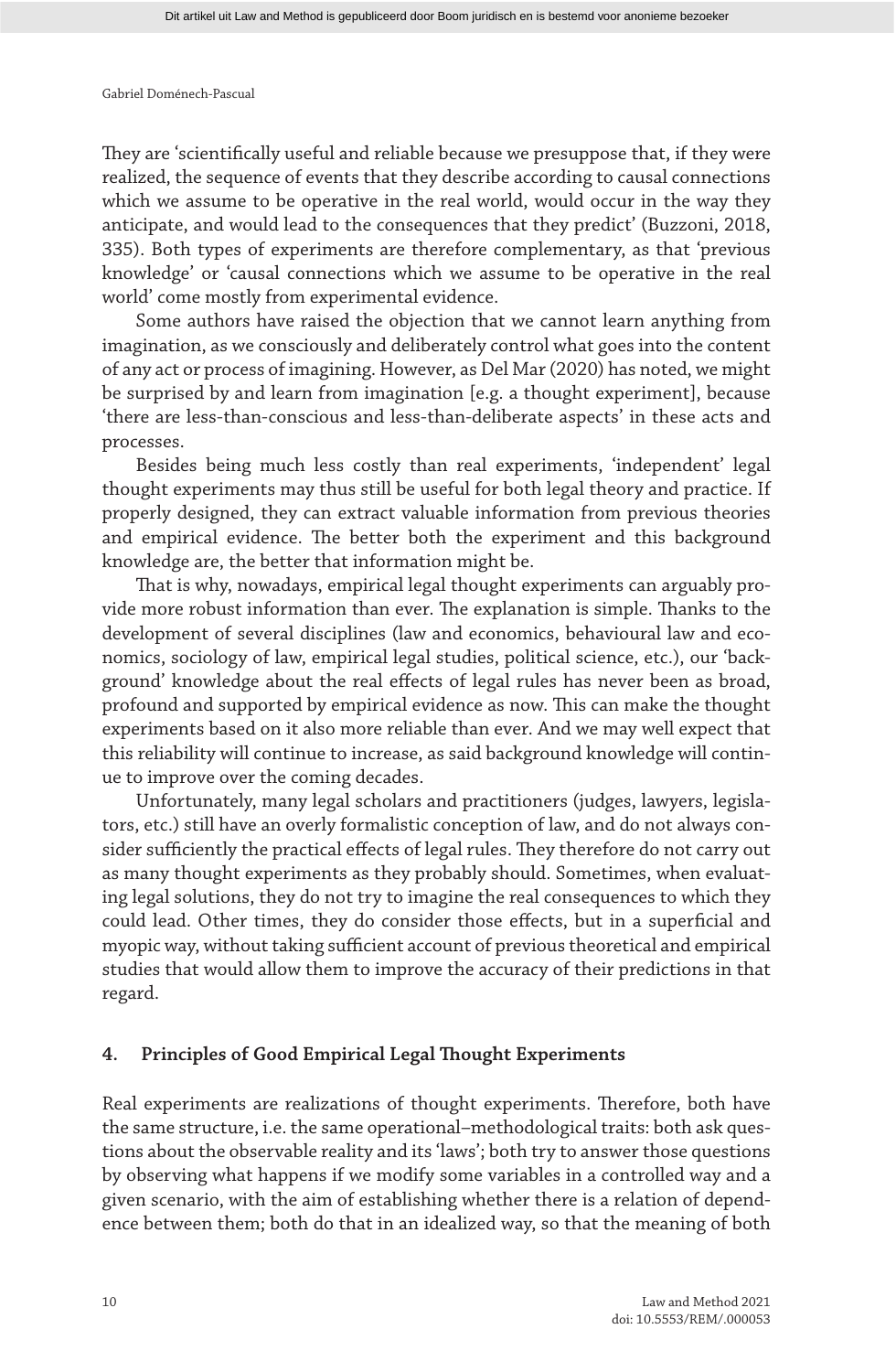They are 'scientifically useful and reliable because we presuppose that, if they were realized, the sequence of events that they describe according to causal connections which we assume to be operative in the real world, would occur in the way they anticipate, and would lead to the consequences that they predict' (Buzzoni, 2018, 335). Both types of experiments are therefore complementary, as that 'previous knowledge' or 'causal connections which we assume to be operative in the real world' come mostly from experimental evidence.

Some authors have raised the objection that we cannot learn anything from imagination, as we consciously and deliberately control what goes into the content of any act or process of imagining. However, as Del Mar (2020) has noted, we might be surprised by and learn from imagination [e.g. a thought experiment], because 'there are less-than-conscious and less-than-deliberate aspects' in these acts and processes.

Besides being much less costly than real experiments, 'independent' legal thought experiments may thus still be useful for both legal theory and practice. If properly designed, they can extract valuable information from previous theories and empirical evidence. The better both the experiment and this background knowledge are, the better that information might be.

That is why, nowadays, empirical legal thought experiments can arguably provide more robust information than ever. The explanation is simple. Thanks to the development of several disciplines (law and economics, behavioural law and economics, sociology of law, empirical legal studies, political science, etc.), our 'background' knowledge about the real effects of legal rules has never been as broad, profound and supported by empirical evidence as now. This can make the thought experiments based on it also more reliable than ever. And we may well expect that this reliability will continue to increase, as said background knowledge will continue to improve over the coming decades.

Unfortunately, many legal scholars and practitioners (judges, lawyers, legislators, etc.) still have an overly formalistic conception of law, and do not always consider sufficiently the practical effects of legal rules. They therefore do not carry out as many thought experiments as they probably should. Sometimes, when evaluating legal solutions, they do not try to imagine the real consequences to which they could lead. Other times, they do consider those effects, but in a superficial and myopic way, without taking sufficient account of previous theoretical and empirical studies that would allow them to improve the accuracy of their predictions in that regard.

## 4. Principles of Good Empirical Legal Thought Experiments

Real experiments are realizations of thought experiments. Therefore, both have the same structure, i.e. the same operational–methodological traits: both ask questions about the observable reality and its 'laws'; both try to answer those questions by observing what happens if we modify some variables in a controlled way and a given scenario, with the aim of establishing whether there is a relation of dependence between them; both do that in an idealized way, so that the meaning of both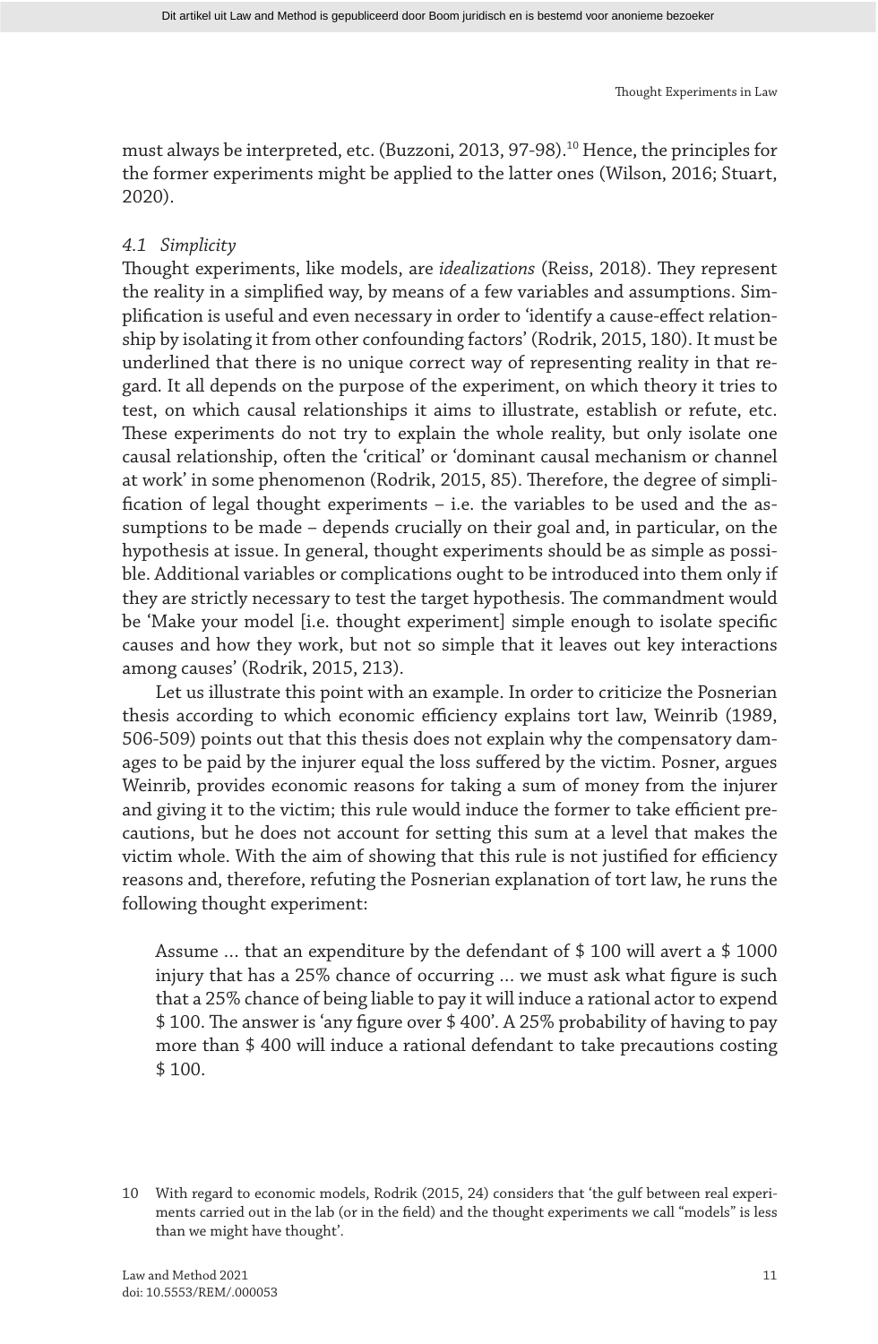must always be interpreted, etc. (Buzzoni, 2013, 97-98).[10] Hence, the principles for the former experiments might be applied to the latter ones (Wilson, 2016; Stuart, 2020).

### *4.1 Simplicity*

Thought experiments, like models, are *idealizations* (Reiss, 2018). They represent the reality in a simplified way, by means of a few variables and assumptions. Simplification is useful and even necessary in order to 'identify a cause-effect relationship by isolating it from other confounding factors' (Rodrik, 2015, 180). It must be underlined that there is no unique correct way of representing reality in that regard. It all depends on the purpose of the experiment, on which theory it tries to test, on which causal relationships it aims to illustrate, establish or refute, etc. These experiments do not try to explain the whole reality, but only isolate one causal relationship, often the 'critical' or 'dominant causal mechanism or channel at work' in some phenomenon (Rodrik, 2015, 85). Therefore, the degree of simplification of legal thought experiments – i.e. the variables to be used and the assumptions to be made – depends crucially on their goal and, in particular, on the hypothesis at issue. In general, thought experiments should be as simple as possible. Additional variables or complications ought to be introduced into them only if they are strictly necessary to test the target hypothesis. The commandment would be 'Make your model [i.e. thought experiment] simple enough to isolate specific causes and how they work, but not so simple that it leaves out key interactions among causes' (Rodrik, 2015, 213).

Let us illustrate this point with an example. In order to criticize the Posnerian thesis according to which economic efficiency explains tort law, Weinrib (1989, 506-509) points out that this thesis does not explain why the compensatory damages to be paid by the injurer equal the loss suffered by the victim. Posner, argues Weinrib, provides economic reasons for taking a sum of money from the injurer and giving it to the victim; this rule would induce the former to take efficient precautions, but he does not account for setting this sum at a level that makes the victim whole. With the aim of showing that this rule is not justified for efficiency reasons and, therefore, refuting the Posnerian explanation of tort law, he runs the following thought experiment:

> Assume … that an expenditure by the defendant of \$ 100 will avert a \$ 1000 injury that has a 25% chance of occurring … we must ask what figure is such that a 25% chance of being liable to pay it will induce a rational actor to expend \$ 100. The answer is 'any figure over \$ 400'. A 25% probability of having to pay more than \$ 400 will induce a rational defendant to take precautions costing \$ 100.

---

10 With regard to economic models, Rodrik (2015, 24) considers that 'the gulf between real experiments carried out in the lab (or in the field) and the thought experiments we call "models" is less than we might have thought'.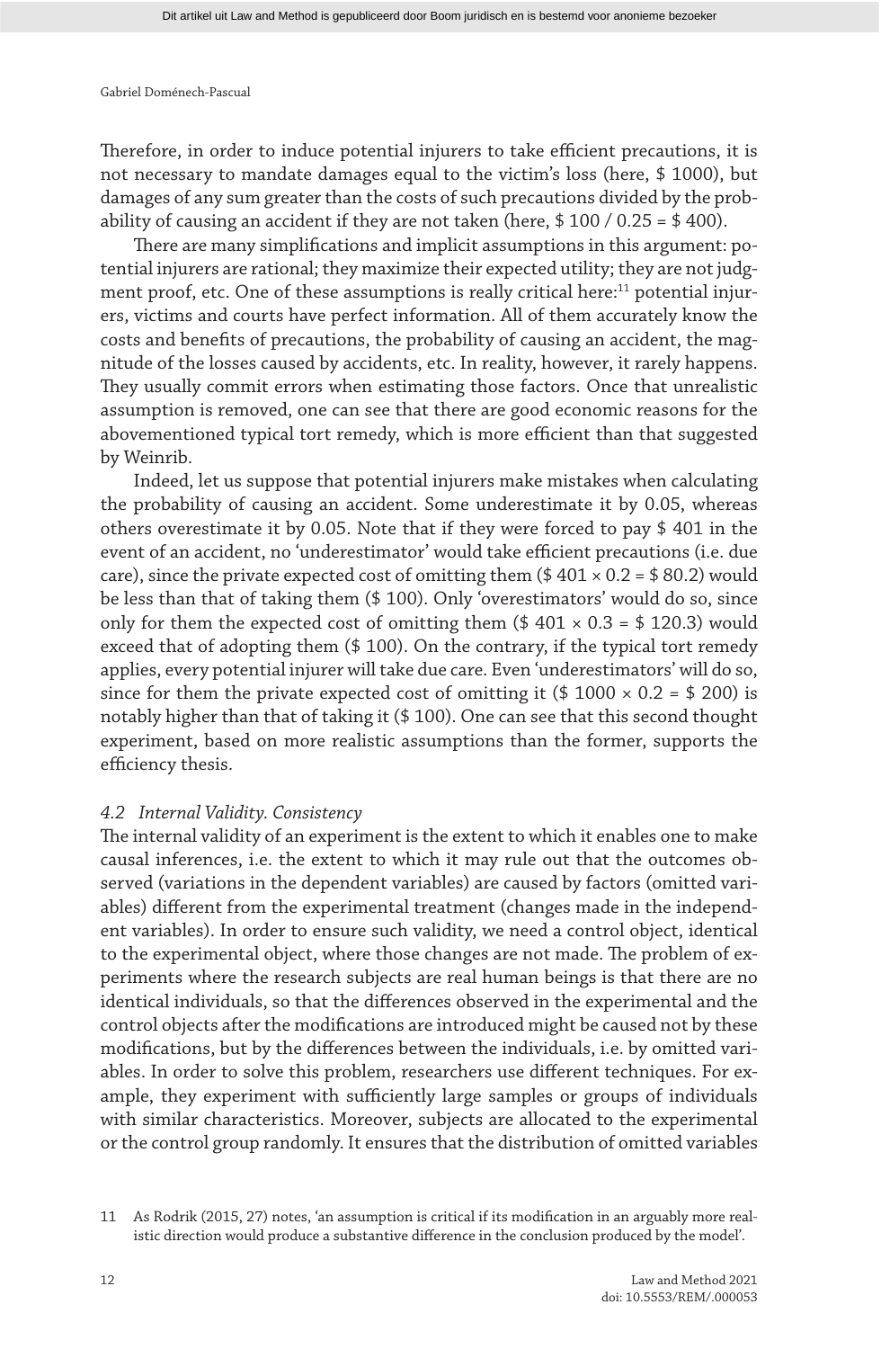Therefore, in order to induce potential injurers to take efficient precautions, it is not necessary to mandate damages equal to the victim's loss (here, \$ 1000), but damages of any sum greater than the costs of such precautions divided by the probability of causing an accident if they are not taken (here, \$ 100 / 0.25 = \$ 400).

There are many simplifications and implicit assumptions in this argument: potential injurers are rational; they maximize their expected utility; they are not judgment proof, etc. One of these assumptions is really critical here:[11] potential injurers, victims and courts have perfect information. All of them accurately know the costs and benefits of precautions, the probability of causing an accident, the magnitude of the losses caused by accidents, etc. In reality, however, it rarely happens. They usually commit errors when estimating those factors. Once that unrealistic assumption is removed, one can see that there are good economic reasons for the abovementioned typical tort remedy, which is more efficient than that suggested by Weinrib.

Indeed, let us suppose that potential injurers make mistakes when calculating the probability of causing an accident. Some underestimate it by 0.05, whereas others overestimate it by 0.05. Note that if they were forced to pay \$ 401 in the event of an accident, no 'underestimator' would take efficient precautions (i.e. due care), since the private expected cost of omitting them (\$ 401 × 0.2 = \$ 80.2) would be less than that of taking them (\$ 100). Only 'overestimators' would do so, since only for them the expected cost of omitting them (\$ 401 × 0.3 = \$ 120.3) would exceed that of adopting them (\$ 100). On the contrary, if the typical tort remedy applies, every potential injurer will take due care. Even 'underestimators' will do so, since for them the private expected cost of omitting it (\$ 1000 × 0.2 = \$ 200) is notably higher than that of taking it (\$ 100). One can see that this second thought experiment, based on more realistic assumptions than the former, supports the efficiency thesis.

### *4.2 Internal Validity. Consistency*

The internal validity of an experiment is the extent to which it enables one to make causal inferences, i.e. the extent to which it may rule out that the outcomes observed (variations in the dependent variables) are caused by factors (omitted variables) different from the experimental treatment (changes made in the independent variables). In order to ensure such validity, we need a control object, identical to the experimental object, where those changes are not made. The problem of experiments where the research subjects are real human beings is that there are no identical individuals, so that the differences observed in the experimental and the control objects after the modifications are introduced might be caused not by these modifications, but by the differences between the individuals, i.e. by omitted variables. In order to solve this problem, researchers use different techniques. For example, they experiment with sufficiently large samples or groups of individuals with similar characteristics. Moreover, subjects are allocated to the experimental or the control group randomly. It ensures that the distribution of omitted variables

[11] As Rodrik (2015, 27) notes, 'an assumption is critical if its modification in an arguably more realistic direction would produce a substantive difference in the conclusion produced by the model'.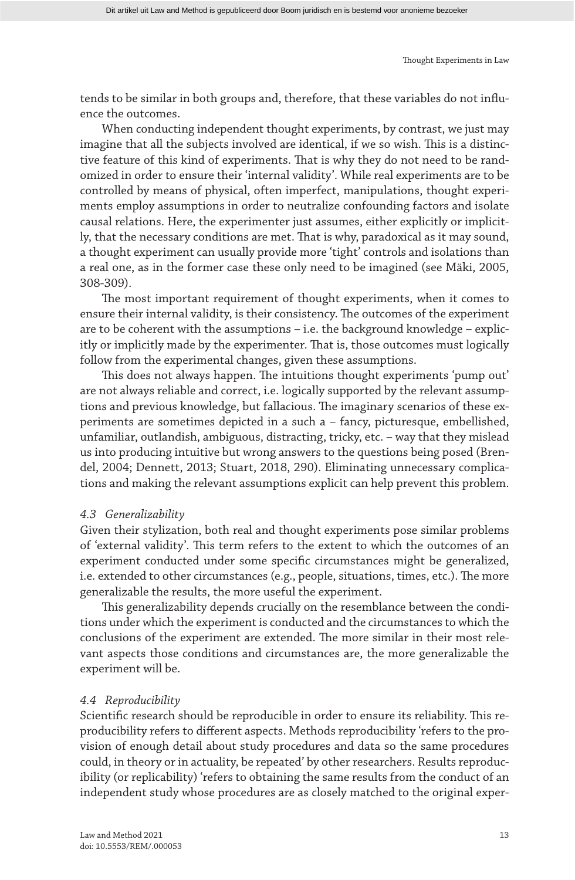tends to be similar in both groups and, therefore, that these variables do not influence the outcomes.

When conducting independent thought experiments, by contrast, we just may imagine that all the subjects involved are identical, if we so wish. This is a distinctive feature of this kind of experiments. That is why they do not need to be randomized in order to ensure their 'internal validity'. While real experiments are to be controlled by means of physical, often imperfect, manipulations, thought experiments employ assumptions in order to neutralize confounding factors and isolate causal relations. Here, the experimenter just assumes, either explicitly or implicitly, that the necessary conditions are met. That is why, paradoxical as it may sound, a thought experiment can usually provide more 'tight' controls and isolations than a real one, as in the former case these only need to be imagined (see Mäki, 2005, 308-309).

The most important requirement of thought experiments, when it comes to ensure their internal validity, is their consistency. The outcomes of the experiment are to be coherent with the assumptions – i.e. the background knowledge – explicitly or implicitly made by the experimenter. That is, those outcomes must logically follow from the experimental changes, given these assumptions.

This does not always happen. The intuitions thought experiments 'pump out' are not always reliable and correct, i.e. logically supported by the relevant assumptions and previous knowledge, but fallacious. The imaginary scenarios of these experiments are sometimes depicted in a such a – fancy, picturesque, embellished, unfamiliar, outlandish, ambiguous, distracting, tricky, etc. – way that they mislead us into producing intuitive but wrong answers to the questions being posed (Brendel, 2004; Dennett, 2013; Stuart, 2018, 290). Eliminating unnecessary complications and making the relevant assumptions explicit can help prevent this problem.

### *4.3 Generalizability*

Given their stylization, both real and thought experiments pose similar problems of 'external validity'. This term refers to the extent to which the outcomes of an experiment conducted under some specific circumstances might be generalized, i.e. extended to other circumstances (e.g., people, situations, times, etc.). The more generalizable the results, the more useful the experiment.

This generalizability depends crucially on the resemblance between the conditions under which the experiment is conducted and the circumstances to which the conclusions of the experiment are extended. The more similar in their most relevant aspects those conditions and circumstances are, the more generalizable the experiment will be.

### *4.4 Reproducibility*

Scientific research should be reproducible in order to ensure its reliability. This reproducibility refers to different aspects. Methods reproducibility 'refers to the provision of enough detail about study procedures and data so the same procedures could, in theory or in actuality, be repeated' by other researchers. Results reproducibility (or replicability) 'refers to obtaining the same results from the conduct of an independent study whose procedures are as closely matched to the original exper-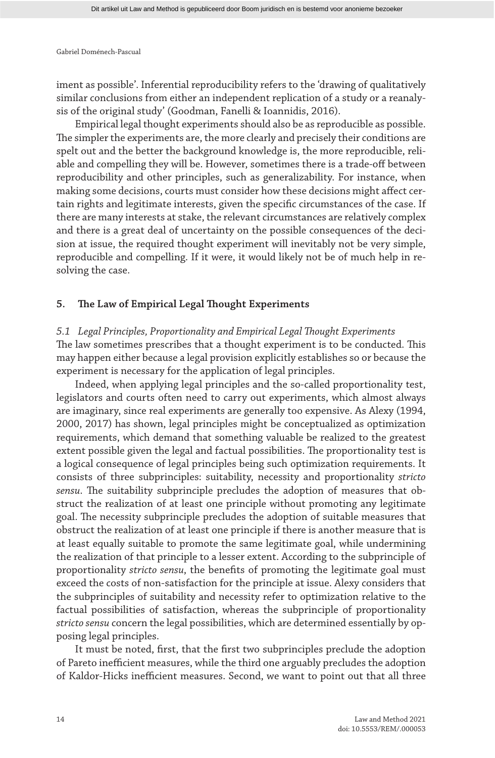iment as possible'. Inferential reproducibility refers to the 'drawing of qualitatively similar conclusions from either an independent replication of a study or a reanalysis of the original study' (Goodman, Fanelli & Ioannidis, 2016).

Empirical legal thought experiments should also be as reproducible as possible. The simpler the experiments are, the more clearly and precisely their conditions are spelt out and the better the background knowledge is, the more reproducible, reliable and compelling they will be. However, sometimes there is a trade-off between reproducibility and other principles, such as generalizability. For instance, when making some decisions, courts must consider how these decisions might affect certain rights and legitimate interests, given the specific circumstances of the case. If there are many interests at stake, the relevant circumstances are relatively complex and there is a great deal of uncertainty on the possible consequences of the decision at issue, the required thought experiment will inevitably not be very simple, reproducible and compelling. If it were, it would likely not be of much help in resolving the case.

## 5. The Law of Empirical Legal Thought Experiments

### *5.1 Legal Principles, Proportionality and Empirical Legal Thought Experiments*

The law sometimes prescribes that a thought experiment is to be conducted. This may happen either because a legal provision explicitly establishes so or because the experiment is necessary for the application of legal principles.

Indeed, when applying legal principles and the so-called proportionality test, legislators and courts often need to carry out experiments, which almost always are imaginary, since real experiments are generally too expensive. As Alexy (1994, 2000, 2017) has shown, legal principles might be conceptualized as optimization requirements, which demand that something valuable be realized to the greatest extent possible given the legal and factual possibilities. The proportionality test is a logical consequence of legal principles being such optimization requirements. It consists of three subprinciples: suitability, necessity and proportionality *stricto sensu*. The suitability subprinciple precludes the adoption of measures that obstruct the realization of at least one principle without promoting any legitimate goal. The necessity subprinciple precludes the adoption of suitable measures that obstruct the realization of at least one principle if there is another measure that is at least equally suitable to promote the same legitimate goal, while undermining the realization of that principle to a lesser extent. According to the subprinciple of proportionality *stricto sensu*, the benefits of promoting the legitimate goal must exceed the costs of non-satisfaction for the principle at issue. Alexy considers that the subprinciples of suitability and necessity refer to optimization relative to the factual possibilities of satisfaction, whereas the subprinciple of proportionality *stricto sensu* concern the legal possibilities, which are determined essentially by opposing legal principles.

It must be noted, first, that the first two subprinciples preclude the adoption of Pareto inefficient measures, while the third one arguably precludes the adoption of Kaldor-Hicks inefficient measures. Second, we want to point out that all three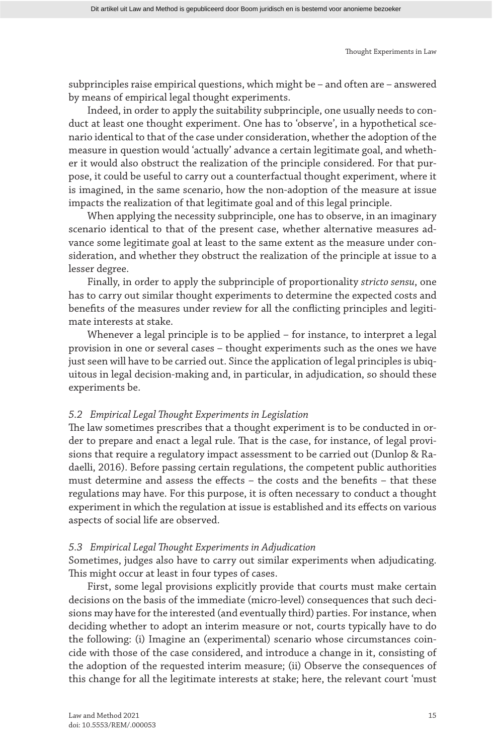subprinciples raise empirical questions, which might be – and often are – answered by means of empirical legal thought experiments.

Indeed, in order to apply the suitability subprinciple, one usually needs to conduct at least one thought experiment. One has to 'observe', in a hypothetical scenario identical to that of the case under consideration, whether the adoption of the measure in question would 'actually' advance a certain legitimate goal, and whether it would also obstruct the realization of the principle considered. For that purpose, it could be useful to carry out a counterfactual thought experiment, where it is imagined, in the same scenario, how the non-adoption of the measure at issue impacts the realization of that legitimate goal and of this legal principle.

When applying the necessity subprinciple, one has to observe, in an imaginary scenario identical to that of the present case, whether alternative measures advance some legitimate goal at least to the same extent as the measure under consideration, and whether they obstruct the realization of the principle at issue to a lesser degree.

Finally, in order to apply the subprinciple of proportionality *stricto sensu*, one has to carry out similar thought experiments to determine the expected costs and benefits of the measures under review for all the conflicting principles and legitimate interests at stake.

Whenever a legal principle is to be applied – for instance, to interpret a legal provision in one or several cases – thought experiments such as the ones we have just seen will have to be carried out. Since the application of legal principles is ubiquitous in legal decision-making and, in particular, in adjudication, so should these experiments be.

### *5.2 Empirical Legal Thought Experiments in Legislation*

The law sometimes prescribes that a thought experiment is to be conducted in order to prepare and enact a legal rule. That is the case, for instance, of legal provisions that require a regulatory impact assessment to be carried out (Dunlop & Radaelli, 2016). Before passing certain regulations, the competent public authorities must determine and assess the effects – the costs and the benefits – that these regulations may have. For this purpose, it is often necessary to conduct a thought experiment in which the regulation at issue is established and its effects on various aspects of social life are observed.

### *5.3 Empirical Legal Thought Experiments in Adjudication*

Sometimes, judges also have to carry out similar experiments when adjudicating. This might occur at least in four types of cases.

First, some legal provisions explicitly provide that courts must make certain decisions on the basis of the immediate (micro-level) consequences that such decisions may have for the interested (and eventually third) parties. For instance, when deciding whether to adopt an interim measure or not, courts typically have to do the following: (i) Imagine an (experimental) scenario whose circumstances coincide with those of the case considered, and introduce a change in it, consisting of the adoption of the requested interim measure; (ii) Observe the consequences of this change for all the legitimate interests at stake; here, the relevant court 'must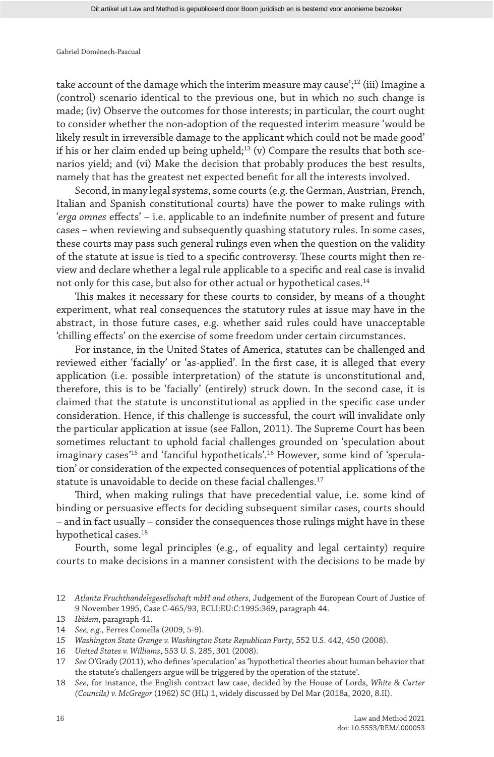take account of the damage which the interim measure may cause';[12] (iii) Imagine a (control) scenario identical to the previous one, but in which no such change is made; (iv) Observe the outcomes for those interests; in particular, the court ought to consider whether the non-adoption of the requested interim measure 'would be likely result in irreversible damage to the applicant which could not be made good' if his or her claim ended up being upheld;[13] (v) Compare the results that both scenarios yield; and (vi) Make the decision that probably produces the best results, namely that has the greatest net expected benefit for all the interests involved.

Second, in many legal systems, some courts (e.g. the German, Austrian, French, Italian and Spanish constitutional courts) have the power to make rulings with '*erga omnes* effects' – i.e. applicable to an indefinite number of present and future cases – when reviewing and subsequently quashing statutory rules. In some cases, these courts may pass such general rulings even when the question on the validity of the statute at issue is tied to a specific controversy. These courts might then review and declare whether a legal rule applicable to a specific and real case is invalid not only for this case, but also for other actual or hypothetical cases.[14]

This makes it necessary for these courts to consider, by means of a thought experiment, what real consequences the statutory rules at issue may have in the abstract, in those future cases, e.g. whether said rules could have unacceptable 'chilling effects' on the exercise of some freedom under certain circumstances.

For instance, in the United States of America, statutes can be challenged and reviewed either 'facially' or 'as-applied'. In the first case, it is alleged that every application (i.e. possible interpretation) of the statute is unconstitutional and, therefore, this is to be 'facially' (entirely) struck down. In the second case, it is claimed that the statute is unconstitutional as applied in the specific case under consideration. Hence, if this challenge is successful, the court will invalidate only the particular application at issue (see Fallon, 2011). The Supreme Court has been sometimes reluctant to uphold facial challenges grounded on 'speculation about imaginary cases'[15] and 'fanciful hypotheticals'.[16] However, some kind of 'speculation' or consideration of the expected consequences of potential applications of the statute is unavoidable to decide on these facial challenges.[17]

Third, when making rulings that have precedential value, i.e. some kind of binding or persuasive effects for deciding subsequent similar cases, courts should – and in fact usually – consider the consequences those rulings might have in these hypothetical cases.[18]

Fourth, some legal principles (e.g., of equality and legal certainty) require courts to make decisions in a manner consistent with the decisions to be made by

---

12 *Atlanta Fruchthandelsgesellschaft mbH and others*, Judgement of the European Court of Justice of 9 November 1995, Case C-465/93, ECLI:EU:C:1995:369, paragraph 44.

13 *Ibidem*, paragraph 41.

14 *See, e.g.*, Ferres Comella (2009, 5-9).

15 *Washington State Grange v. Washington State Republican Party*, 552 U.S. 442, 450 (2008).

16 *United States v. Williams*, 553 U. S. 285, 301 (2008).

17 *See* O'Grady (2011), who defines 'speculation' as 'hypothetical theories about human behavior that the statute's challengers argue will be triggered by the operation of the statute'.

18 *See*, for instance, the English contract law case, decided by the House of Lords, *White & Carter (Councils) v. McGregor* (1962) SC (HL) 1, widely discussed by Del Mar (2018a, 2020, 8.II).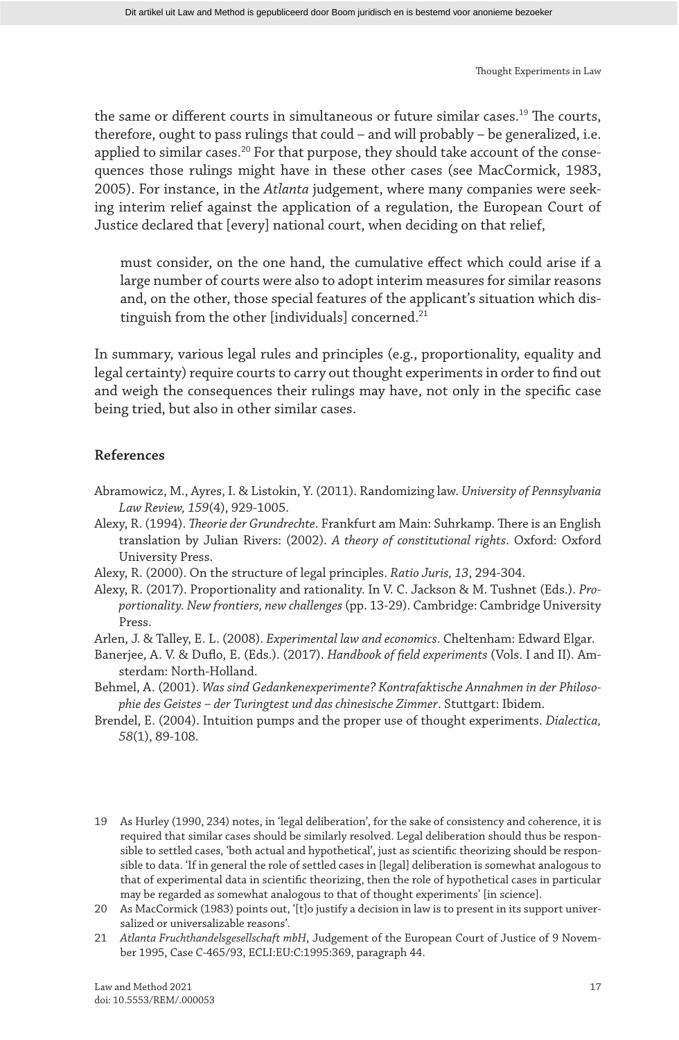the same or different courts in simultaneous or future similar cases.[19] The courts, therefore, ought to pass rulings that could – and will probably – be generalized, i.e. applied to similar cases.[20] For that purpose, they should take account of the consequences those rulings might have in these other cases (see MacCormick, 1983, 2005). For instance, in the *Atlanta* judgement, where many companies were seeking interim relief against the application of a regulation, the European Court of Justice declared that [every] national court, when deciding on that relief,

> must consider, on the one hand, the cumulative effect which could arise if a large number of courts were also to adopt interim measures for similar reasons and, on the other, those special features of the applicant's situation which distinguish from the other [individuals] concerned.[21]

In summary, various legal rules and principles (e.g., proportionality, equality and legal certainty) require courts to carry out thought experiments in order to find out and weigh the consequences their rulings may have, not only in the specific case being tried, but also in other similar cases.

## References

Abramowicz, M., Ayres, I. & Listokin, Y. (2011). Randomizing law. *University of Pennsylvania Law Review, 159*(4), 929-1005.

Alexy, R. (1994). *Theorie der Grundrechte*. Frankfurt am Main: Suhrkamp. There is an English translation by Julian Rivers: (2002). *A theory of constitutional rights*. Oxford: Oxford University Press.

Alexy, R. (2000). On the structure of legal principles. *Ratio Juris, 13*, 294-304.

Alexy, R. (2017). Proportionality and rationality. In V. C. Jackson & M. Tushnet (Eds.). *Proportionality. New frontiers, new challenges* (pp. 13-29). Cambridge: Cambridge University Press.

Arlen, J. & Talley, E. L. (2008). *Experimental law and economics*. Cheltenham: Edward Elgar.

Banerjee, A. V. & Duflo, E. (Eds.). (2017). *Handbook of field experiments* (Vols. I and II). Amsterdam: North-Holland.

Behmel, A. (2001). *Was sind Gedankenexperimente? Kontrafaktische Annahmen in der Philosophie des Geistes – der Turingtest und das chinesische Zimmer*. Stuttgart: Ibidem.

Brendel, E. (2004). Intuition pumps and the proper use of thought experiments. *Dialectica, 58*(1), 89-108.

---

19 As Hurley (1990, 234) notes, in 'legal deliberation', for the sake of consistency and coherence, it is required that similar cases should be similarly resolved. Legal deliberation should thus be responsible to settled cases, 'both actual and hypothetical', just as scientific theorizing should be responsible to data. 'If in general the role of settled cases in [legal] deliberation is somewhat analogous to that of experimental data in scientific theorizing, then the role of hypothetical cases in particular may be regarded as somewhat analogous to that of thought experiments' [in science].

20 As MacCormick (1983) points out, '[t]o justify a decision in law is to present in its support universalized or universalizable reasons'.

21 *Atlanta Fruchthandelsgesellschaft mbH*, Judgement of the European Court of Justice of 9 November 1995, Case C-465/93, ECLI:EU:C:1995:369, paragraph 44.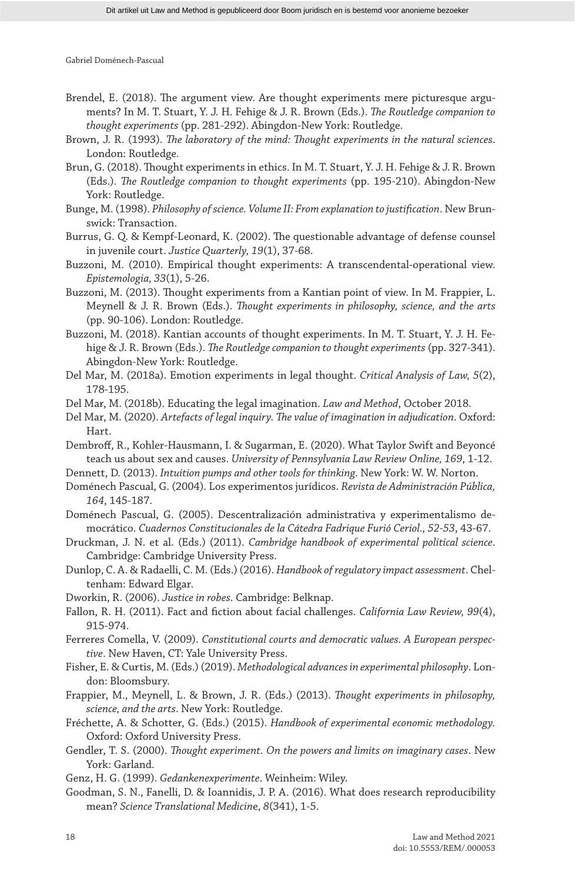Brendel, E. (2018). The argument view. Are thought experiments mere picturesque arguments? In M. T. Stuart, Y. J. H. Fehige & J. R. Brown (Eds.). *The Routledge companion to thought experiments* (pp. 281-292). Abingdon-New York: Routledge.

Brown, J. R. (1993). *The laboratory of the mind: Thought experiments in the natural sciences*. London: Routledge.

Brun, G. (2018). Thought experiments in ethics. In M. T. Stuart, Y. J. H. Fehige & J. R. Brown (Eds.). *The Routledge companion to thought experiments* (pp. 195-210). Abingdon-New York: Routledge.

Bunge, M. (1998). *Philosophy of science. Volume II: From explanation to justification*. New Brunswick: Transaction.

Burrus, G. Q. & Kempf-Leonard, K. (2002). The questionable advantage of defense counsel in juvenile court. *Justice Quarterly, 19*(1), 37-68.

Buzzoni, M. (2010). Empirical thought experiments: A transcendental-operational view. *Epistemologia, 33*(1), 5-26.

Buzzoni, M. (2013). Thought experiments from a Kantian point of view. In M. Frappier, L. Meynell & J. R. Brown (Eds.). *Thought experiments in philosophy, science, and the arts* (pp. 90-106). London: Routledge.

Buzzoni, M. (2018). Kantian accounts of thought experiments. In M. T. Stuart, Y. J. H. Fehige & J. R. Brown (Eds.). *The Routledge companion to thought experiments* (pp. 327-341). Abingdon-New York: Routledge.

Del Mar, M. (2018a). Emotion experiments in legal thought. *Critical Analysis of Law, 5*(2), 178-195.

Del Mar, M. (2018b). Educating the legal imagination. *Law and Method*, October 2018.

Del Mar, M. (2020). *Artefacts of legal inquiry. The value of imagination in adjudication*. Oxford: Hart.

Dembroff, R., Kohler-Hausmann, I. & Sugarman, E. (2020). What Taylor Swift and Beyoncé teach us about sex and causes. *University of Pennsylvania Law Review Online, 169*, 1-12.

Dennett, D. (2013). *Intuition pumps and other tools for thinking*. New York: W. W. Norton.

Doménech Pascual, G. (2004). Los experimentos jurídicos. *Revista de Administración Pública, 164*, 145-187.

Doménech Pascual, G. (2005). Descentralización administrativa y experimentalismo democrático. *Cuadernos Constitucionales de la Cátedra Fadrique Furió Ceriol., 52-53*, 43-67.

Druckman, J. N. et al. (Eds.) (2011). *Cambridge handbook of experimental political science*. Cambridge: Cambridge University Press.

Dunlop, C. A. & Radaelli, C. M. (Eds.) (2016). *Handbook of regulatory impact assessment*. Cheltenham: Edward Elgar.

Dworkin, R. (2006). *Justice in robes*. Cambridge: Belknap.

Fallon, R. H. (2011). Fact and fiction about facial challenges. *California Law Review, 99*(4), 915-974.

Ferreres Comella, V. (2009). *Constitutional courts and democratic values. A European perspective*. New Haven, CT: Yale University Press.

Fisher, E. & Curtis, M. (Eds.) (2019). *Methodological advances in experimental philosophy*. London: Bloomsbury.

Frappier, M., Meynell, L. & Brown, J. R. (Eds.) (2013). *Thought experiments in philosophy, science, and the arts*. New York: Routledge.

Fréchette, A. & Schotter, G. (Eds.) (2015). *Handbook of experimental economic methodology*. Oxford: Oxford University Press.

Gendler, T. S. (2000). *Thought experiment. On the powers and limits on imaginary cases*. New York: Garland.

Genz, H. G. (1999). *Gedankenexperimente*. Weinheim: Wiley.

Goodman, S. N., Fanelli, D. & Ioannidis, J. P. A. (2016). What does research reproducibility mean? *Science Translational Medicine, 8*(341), 1-5.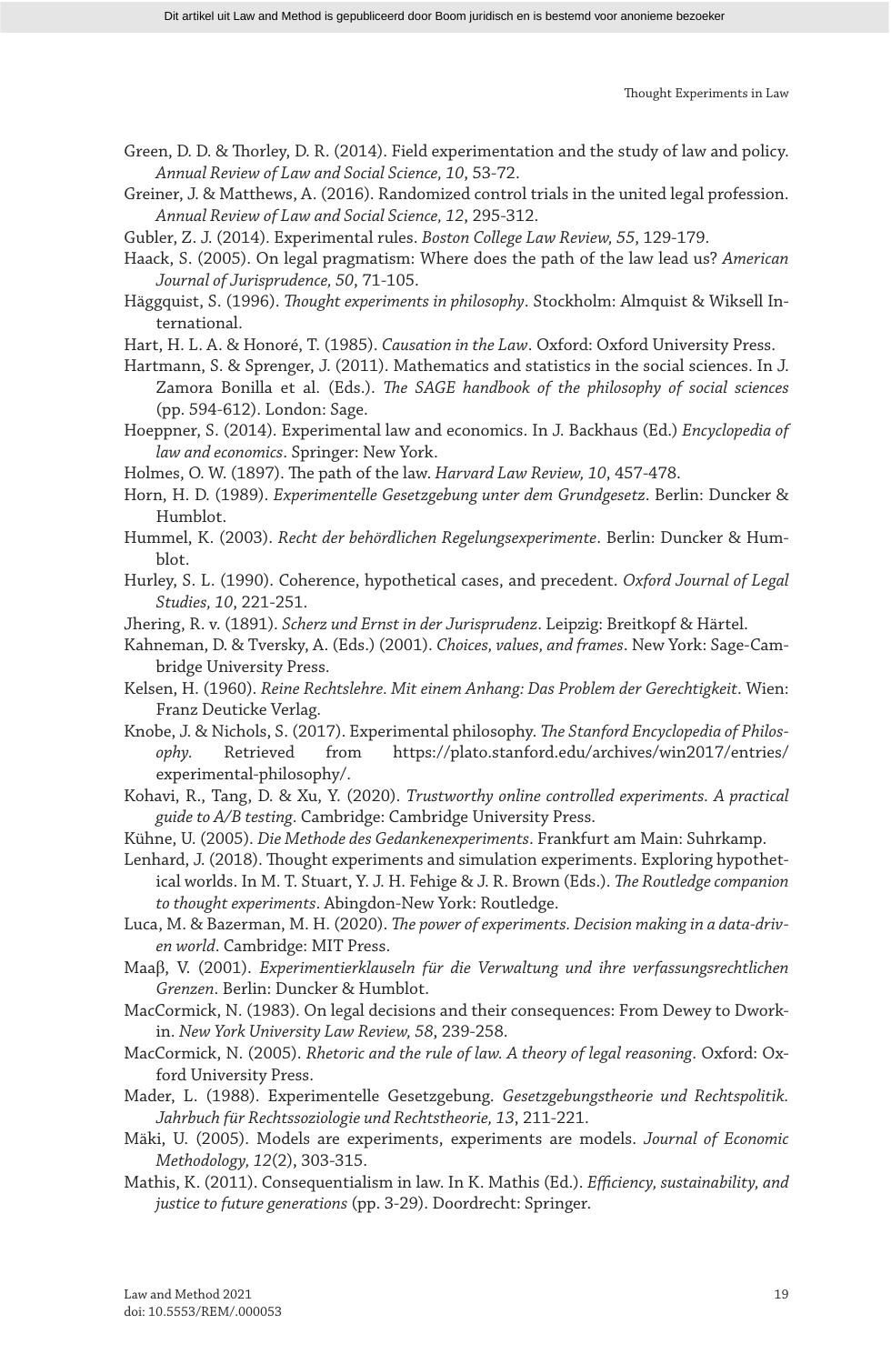Green, D. D. & Thorley, D. R. (2014). Field experimentation and the study of law and policy. *Annual Review of Law and Social Science, 10*, 53-72.

Greiner, J. & Matthews, A. (2016). Randomized control trials in the united legal profession. *Annual Review of Law and Social Science, 12*, 295-312.

Gubler, Z. J. (2014). Experimental rules. *Boston College Law Review, 55*, 129-179.

Haack, S. (2005). On legal pragmatism: Where does the path of the law lead us? *American Journal of Jurisprudence, 50*, 71-105.

Häggquist, S. (1996). *Thought experiments in philosophy*. Stockholm: Almquist & Wiksell International.

Hart, H. L. A. & Honoré, T. (1985). *Causation in the Law*. Oxford: Oxford University Press.

Hartmann, S. & Sprenger, J. (2011). Mathematics and statistics in the social sciences. In J. Zamora Bonilla et al. (Eds.). *The SAGE handbook of the philosophy of social sciences* (pp. 594-612). London: Sage.

Hoeppner, S. (2014). Experimental law and economics. In J. Backhaus (Ed.) *Encyclopedia of law and economics*. Springer: New York.

Holmes, O. W. (1897). The path of the law. *Harvard Law Review, 10*, 457-478.

Horn, H. D. (1989). *Experimentelle Gesetzgebung unter dem Grundgesetz*. Berlin: Duncker & Humblot.

Hummel, K. (2003). *Recht der behördlichen Regelungsexperimente*. Berlin: Duncker & Humblot.

Hurley, S. L. (1990). Coherence, hypothetical cases, and precedent. *Oxford Journal of Legal Studies, 10*, 221-251.

Jhering, R. v. (1891). *Scherz und Ernst in der Jurisprudenz*. Leipzig: Breitkopf & Härtel.

Kahneman, D. & Tversky, A. (Eds.) (2001). *Choices, values, and frames*. New York: Sage-Cambridge University Press.

Kelsen, H. (1960). *Reine Rechtslehre. Mit einem Anhang: Das Problem der Gerechtigkeit*. Wien: Franz Deuticke Verlag.

Knobe, J. & Nichols, S. (2017). Experimental philosophy. *The Stanford Encyclopedia of Philosophy*. Retrieved from https://plato.stanford.edu/archives/win2017/entries/experimental-philosophy/.

Kohavi, R., Tang, D. & Xu, Y. (2020). *Trustworthy online controlled experiments. A practical guide to A/B testing*. Cambridge: Cambridge University Press.

Kühne, U. (2005). *Die Methode des Gedankenexperiments*. Frankfurt am Main: Suhrkamp.

Lenhard, J. (2018). Thought experiments and simulation experiments. Exploring hypothetical worlds. In M. T. Stuart, Y. J. H. Fehige & J. R. Brown (Eds.). *The Routledge companion to thought experiments*. Abingdon-New York: Routledge.

Luca, M. & Bazerman, M. H. (2020). *The power of experiments. Decision making in a data-driven world*. Cambridge: MIT Press.

Maaβ, V. (2001). *Experimentierklauseln für die Verwaltung und ihre verfassungsrechtlichen Grenzen*. Berlin: Duncker & Humblot.

MacCormick, N. (1983). On legal decisions and their consequences: From Dewey to Dworkin. *New York University Law Review, 58*, 239-258.

MacCormick, N. (2005). *Rhetoric and the rule of law. A theory of legal reasoning*. Oxford: Oxford University Press.

Mader, L. (1988). Experimentelle Gesetzgebung. *Gesetzgebungstheorie und Rechtspolitik. Jahrbuch für Rechtssoziologie und Rechtstheorie, 13*, 211-221.

Mäki, U. (2005). Models are experiments, experiments are models. *Journal of Economic Methodology, 12*(2), 303-315.

Mathis, K. (2011). Consequentialism in law. In K. Mathis (Ed.). *Efficiency, sustainability, and justice to future generations* (pp. 3-29). Doordrecht: Springer.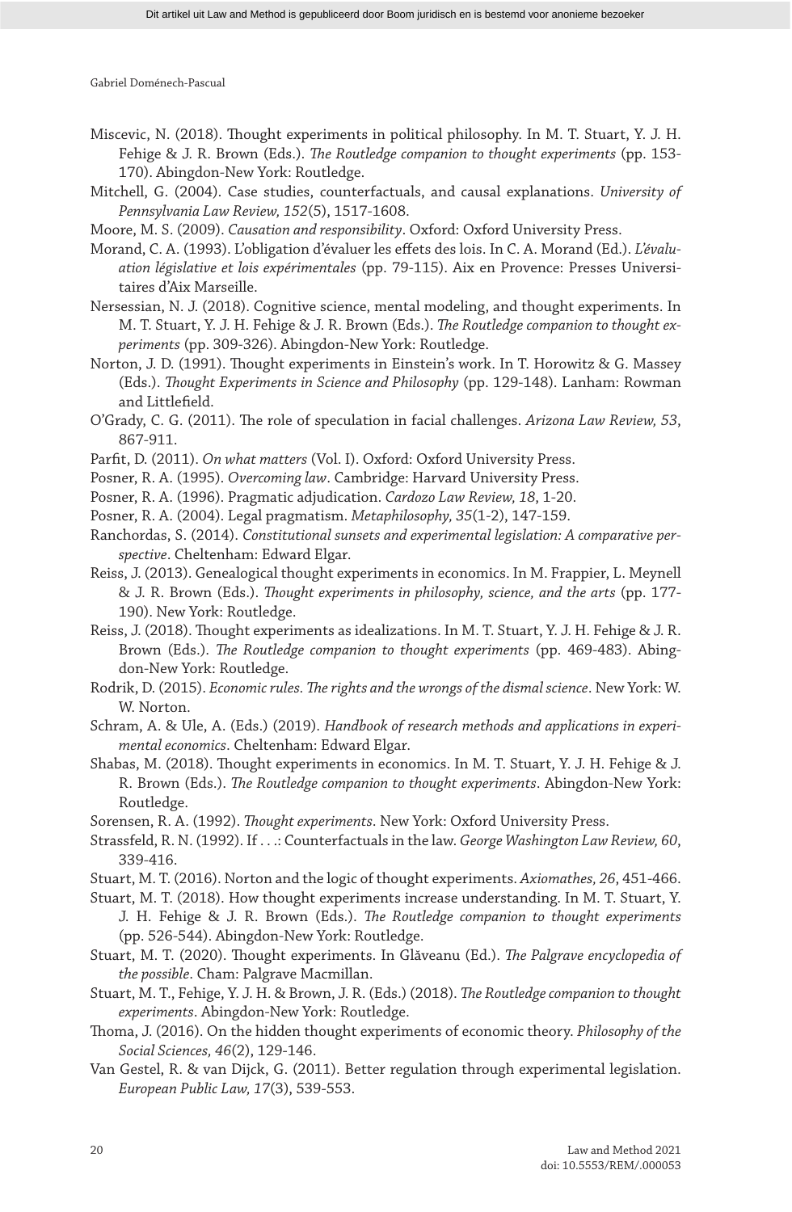Miscevic, N. (2018). Thought experiments in political philosophy. In M. T. Stuart, Y. J. H. Fehige & J. R. Brown (Eds.). *The Routledge companion to thought experiments* (pp. 153-170). Abingdon-New York: Routledge.

Mitchell, G. (2004). Case studies, counterfactuals, and causal explanations. *University of Pennsylvania Law Review, 152*(5), 1517-1608.

Moore, M. S. (2009). *Causation and responsibility*. Oxford: Oxford University Press.

Morand, C. A. (1993). L'obligation d'évaluer les effets des lois. In C. A. Morand (Ed.). *L'évaluation législative et lois expérimentales* (pp. 79-115). Aix en Provence: Presses Universitaires d'Aix Marseille.

Nersessian, N. J. (2018). Cognitive science, mental modeling, and thought experiments. In M. T. Stuart, Y. J. H. Fehige & J. R. Brown (Eds.). *The Routledge companion to thought experiments* (pp. 309-326). Abingdon-New York: Routledge.

Norton, J. D. (1991). Thought experiments in Einstein's work. In T. Horowitz & G. Massey (Eds.). *Thought Experiments in Science and Philosophy* (pp. 129-148). Lanham: Rowman and Littlefield.

O'Grady, C. G. (2011). The role of speculation in facial challenges. *Arizona Law Review, 53*, 867-911.

Parfit, D. (2011). *On what matters* (Vol. I). Oxford: Oxford University Press.

Posner, R. A. (1995). *Overcoming law*. Cambridge: Harvard University Press.

Posner, R. A. (1996). Pragmatic adjudication. *Cardozo Law Review, 18*, 1-20.

Posner, R. A. (2004). Legal pragmatism. *Metaphilosophy, 35*(1-2), 147-159.

Ranchordas, S. (2014). *Constitutional sunsets and experimental legislation: A comparative perspective*. Cheltenham: Edward Elgar.

Reiss, J. (2013). Genealogical thought experiments in economics. In M. Frappier, L. Meynell & J. R. Brown (Eds.). *Thought experiments in philosophy, science, and the arts* (pp. 177-190). New York: Routledge.

Reiss, J. (2018). Thought experiments as idealizations. In M. T. Stuart, Y. J. H. Fehige & J. R. Brown (Eds.). *The Routledge companion to thought experiments* (pp. 469-483). Abingdon-New York: Routledge.

Rodrik, D. (2015). *Economic rules. The rights and the wrongs of the dismal science*. New York: W. W. Norton.

Schram, A. & Ule, A. (Eds.) (2019). *Handbook of research methods and applications in experimental economics*. Cheltenham: Edward Elgar.

Shabas, M. (2018). Thought experiments in economics. In M. T. Stuart, Y. J. H. Fehige & J. R. Brown (Eds.). *The Routledge companion to thought experiments*. Abingdon-New York: Routledge.

Sorensen, R. A. (1992). *Thought experiments*. New York: Oxford University Press.

Strassfeld, R. N. (1992). If . . .: Counterfactuals in the law. *George Washington Law Review, 60*, 339-416.

Stuart, M. T. (2016). Norton and the logic of thought experiments. *Axiomathes, 26*, 451-466.

Stuart, M. T. (2018). How thought experiments increase understanding. In M. T. Stuart, Y. J. H. Fehige & J. R. Brown (Eds.). *The Routledge companion to thought experiments* (pp. 526-544). Abingdon-New York: Routledge.

Stuart, M. T. (2020). Thought experiments. In Glăveanu (Ed.). *The Palgrave encyclopedia of the possible*. Cham: Palgrave Macmillan.

Stuart, M. T., Fehige, Y. J. H. & Brown, J. R. (Eds.) (2018). *The Routledge companion to thought experiments*. Abingdon-New York: Routledge.

Thoma, J. (2016). On the hidden thought experiments of economic theory. *Philosophy of the Social Sciences, 46*(2), 129-146.

Van Gestel, R. & van Dijck, G. (2011). Better regulation through experimental legislation. *European Public Law, 17*(3), 539-553.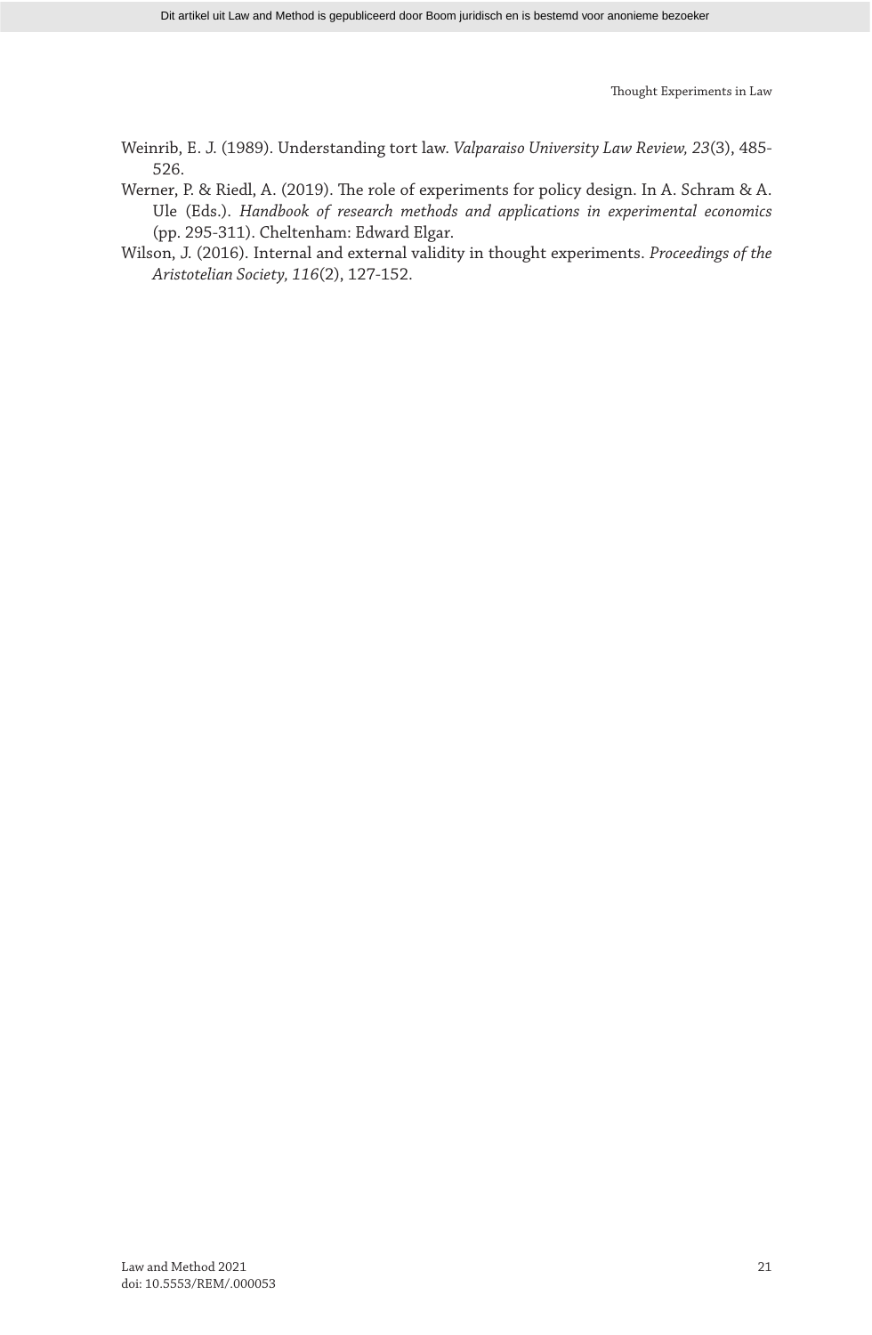Weinrib, E. J. (1989). Understanding tort law. *Valparaiso University Law Review, 23*(3), 485-526.

Werner, P. & Riedl, A. (2019). The role of experiments for policy design. In A. Schram & A. Ule (Eds.). *Handbook of research methods and applications in experimental economics* (pp. 295-311). Cheltenham: Edward Elgar.

Wilson, J. (2016). Internal and external validity in thought experiments. *Proceedings of the Aristotelian Society, 116*(2), 127-152.